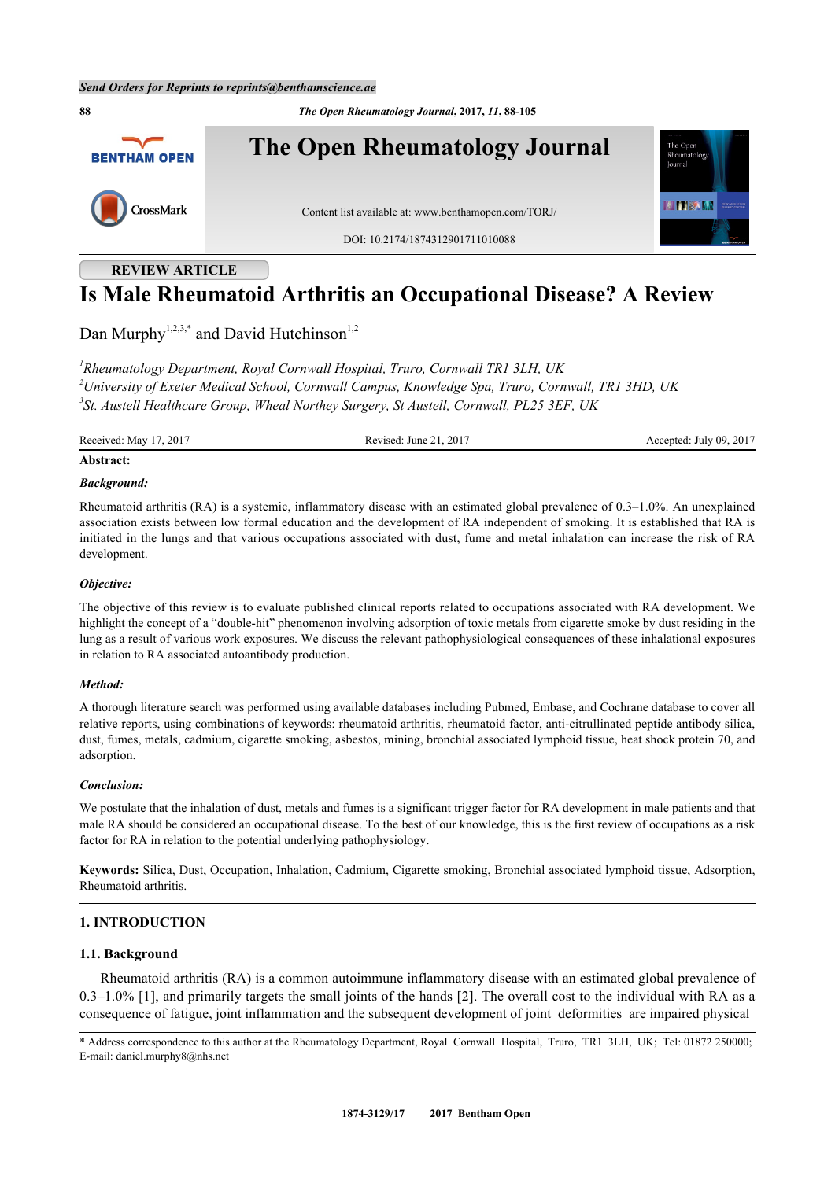Send Orders for Reprints to reprints@benthamscience.ae

# Is Male Rheumatoid Arthritis an Occupational Disease? A Review

**REVIEW ARTICLE**

Dan Murphy[1,2,3,*] and David Hutchinson[1,2]

[1]*Rheumatology Department, Royal Cornwall Hospital, Truro, Cornwall TR1 3LH, UK*
[2]*University of Exeter Medical School, Cornwall Campus, Knowledge Spa, Truro, Cornwall, TR1 3HD, UK*
[3]*St. Austell Healthcare Group, Wheal Northey Surgery, St Austell, Cornwall, PL25 3EF, UK*

Received: May 17, 2017 | Revised: June 21, 2017 | Accepted: July 09, 2017

**Abstract:**

***Background:***

Rheumatoid arthritis (RA) is a systemic, inflammatory disease with an estimated global prevalence of 0.3–1.0%. An unexplained association exists between low formal education and the development of RA independent of smoking. It is established that RA is initiated in the lungs and that various occupations associated with dust, fume and metal inhalation can increase the risk of RA development.

***Objective:***

The objective of this review is to evaluate published clinical reports related to occupations associated with RA development. We highlight the concept of a "double-hit" phenomenon involving adsorption of toxic metals from cigarette smoke by dust residing in the lung as a result of various work exposures. We discuss the relevant pathophysiological consequences of these inhalational exposures in relation to RA associated autoantibody production.

***Method:***

A thorough literature search was performed using available databases including Pubmed, Embase, and Cochrane database to cover all relative reports, using combinations of keywords: rheumatoid arthritis, rheumatoid factor, anti-citrullinated peptide antibody silica, dust, fumes, metals, cadmium, cigarette smoking, asbestos, mining, bronchial associated lymphoid tissue, heat shock protein 70, and adsorption.

***Conclusion:***

We postulate that the inhalation of dust, metals and fumes is a significant trigger factor for RA development in male patients and that male RA should be considered an occupational disease. To the best of our knowledge, this is the first review of occupations as a risk factor for RA in relation to the potential underlying pathophysiology.

**Keywords:** Silica, Dust, Occupation, Inhalation, Cadmium, Cigarette smoking, Bronchial associated lymphoid tissue, Adsorption, Rheumatoid arthritis.

## 1. INTRODUCTION

### 1.1. Background

Rheumatoid arthritis (RA) is a common autoimmune inflammatory disease with an estimated global prevalence of 0.3–1.0% [1], and primarily targets the small joints of the hands [2]. The overall cost to the individual with RA as a consequence of fatigue, joint inflammation and the subsequent development of joint deformities are impaired physical

\* Address correspondence to this author at the Rheumatology Department, Royal Cornwall Hospital, Truro, TR1 3LH, UK; Tel: 01872 250000; E-mail: daniel.murphy8@nhs.net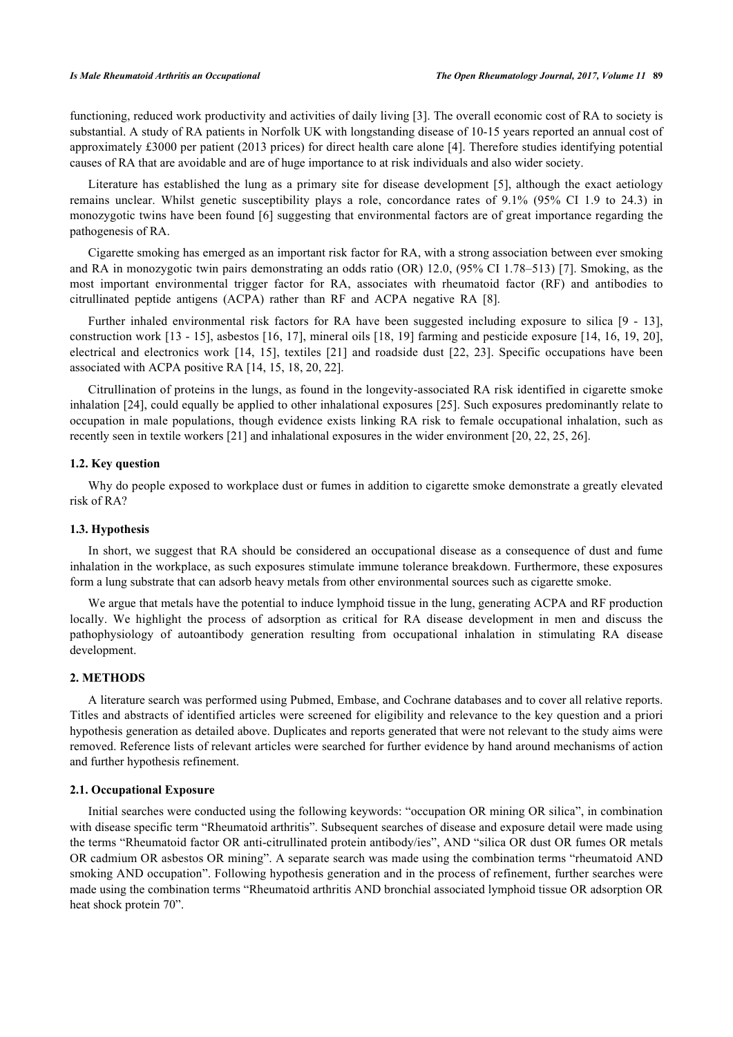functioning, reduced work productivity and activities of daily living [3]. The overall economic cost of RA to society is substantial. A study of RA patients in Norfolk UK with longstanding disease of 10-15 years reported an annual cost of approximately £3000 per patient (2013 prices) for direct health care alone [4]. Therefore studies identifying potential causes of RA that are avoidable and are of huge importance to at risk individuals and also wider society.

Literature has established the lung as a primary site for disease development [5], although the exact aetiology remains unclear. Whilst genetic susceptibility plays a role, concordance rates of 9.1% (95% CI 1.9 to 24.3) in monozygotic twins have been found [6] suggesting that environmental factors are of great importance regarding the pathogenesis of RA.

Cigarette smoking has emerged as an important risk factor for RA, with a strong association between ever smoking and RA in monozygotic twin pairs demonstrating an odds ratio (OR) 12.0, (95% CI 1.78–513) [7]. Smoking, as the most important environmental trigger factor for RA, associates with rheumatoid factor (RF) and antibodies to citrullinated peptide antigens (ACPA) rather than RF and ACPA negative RA [8].

Further inhaled environmental risk factors for RA have been suggested including exposure to silica [9 - 13], construction work [13 - 15], asbestos [16, 17], mineral oils [18, 19] farming and pesticide exposure [14, 16, 19, 20], electrical and electronics work [14, 15], textiles [21] and roadside dust [22, 23]. Specific occupations have been associated with ACPA positive RA [14, 15, 18, 20, 22].

Citrullination of proteins in the lungs, as found in the longevity-associated RA risk identified in cigarette smoke inhalation [24], could equally be applied to other inhalational exposures [25]. Such exposures predominantly relate to occupation in male populations, though evidence exists linking RA risk to female occupational inhalation, such as recently seen in textile workers [21] and inhalational exposures in the wider environment [20, 22, 25, 26].

### 1.2. Key question

Why do people exposed to workplace dust or fumes in addition to cigarette smoke demonstrate a greatly elevated risk of RA?

### 1.3. Hypothesis

In short, we suggest that RA should be considered an occupational disease as a consequence of dust and fume inhalation in the workplace, as such exposures stimulate immune tolerance breakdown. Furthermore, these exposures form a lung substrate that can adsorb heavy metals from other environmental sources such as cigarette smoke.

We argue that metals have the potential to induce lymphoid tissue in the lung, generating ACPA and RF production locally. We highlight the process of adsorption as critical for RA disease development in men and discuss the pathophysiology of autoantibody generation resulting from occupational inhalation in stimulating RA disease development.

## 2. METHODS

A literature search was performed using Pubmed, Embase, and Cochrane databases and to cover all relative reports. Titles and abstracts of identified articles were screened for eligibility and relevance to the key question and a priori hypothesis generation as detailed above. Duplicates and reports generated that were not relevant to the study aims were removed. Reference lists of relevant articles were searched for further evidence by hand around mechanisms of action and further hypothesis refinement.

### 2.1. Occupational Exposure

Initial searches were conducted using the following keywords: "occupation OR mining OR silica", in combination with disease specific term "Rheumatoid arthritis". Subsequent searches of disease and exposure detail were made using the terms "Rheumatoid factor OR anti-citrullinated protein antibody/ies", AND "silica OR dust OR fumes OR metals OR cadmium OR asbestos OR mining". A separate search was made using the combination terms "rheumatoid AND smoking AND occupation". Following hypothesis generation and in the process of refinement, further searches were made using the combination terms "Rheumatoid arthritis AND bronchial associated lymphoid tissue OR adsorption OR heat shock protein 70".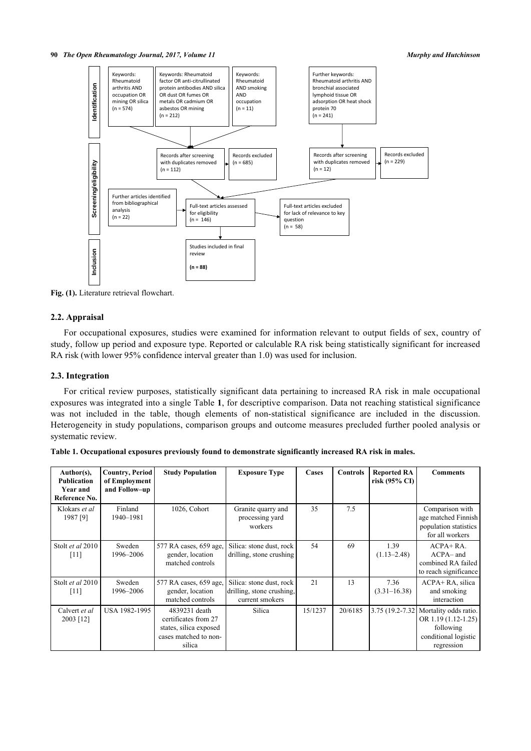**Identification**

- Keywords: Rheumatoid arthritis AND occupation OR mining OR silica (n = 574)
- Keywords: Rheumatoid factor OR anti-citrullinated protein antibodies AND silica OR dust OR fumes OR metals OR cadmium OR asbestos OR mining (n = 212)
- Keywords: Rheumatoid AND smoking AND occupation (n = 11)
- Further keywords: Rheumatoid arthritis AND bronchial associated lymphoid tissue OR adsorption OR heat shock protein 70 (n = 241)

**Screening/eligibility**

- Records after screening with duplicates removed (n = 112)
- Records excluded (n = 685)
- Records after screening with duplicates removed (n = 12)
- Records excluded (n = 229)
- Further articles identified from bibliographical analysis (n = 22)
- Full-text articles assessed for eligibility (n = 146)
- Full-text articles excluded for lack of relevance to key question (n = 58)

**Inclusion**

- Studies included in final review **(n = 88)**

**Fig. (1).** Literature retrieval flowchart.

### 2.2. Appraisal

For occupational exposures, studies were examined for information relevant to output fields of sex, country of study, follow up period and exposure type. Reported or calculable RA risk being statistically significant for increased RA risk (with lower 95% confidence interval greater than 1.0) was used for inclusion.

### 2.3. Integration

For critical review purposes, statistically significant data pertaining to increased RA risk in male occupational exposures was integrated into a single Table **1**, for descriptive comparison. Data not reaching statistical significance was not included in the table, though elements of non-statistical significance are included in the discussion. Heterogeneity in study populations, comparison groups and outcome measures precluded further pooled analysis or systematic review.

**Table 1. Occupational exposures previously found to demonstrate significantly increased RA risk in males.**

| Author(s), Publication Year and Reference No. | Country, Period of Employment and Follow–up | Study Population | Exposure Type | Cases | Controls | Reported RA risk (95% CI) | Comments |
|---|---|---|---|---|---|---|---|
| Klokars *et al* 1987 [9] | Finland 1940–1981 | 1026, Cohort | Granite quarry and processing yard workers | 35 | 7.5 | | Comparison with age matched Finnish population statistics for all workers |
| Stolt *et al* 2010 [11] | Sweden 1996–2006 | 577 RA cases, 659 age, gender, location matched controls | Silica: stone dust, rock drilling, stone crushing | 54 | 69 | 1.39 (1.13–2.48) | ACPA+ RA. ACPA– and combined RA failed to reach significance |
| Stolt *et al* 2010 [11] | Sweden 1996–2006 | 577 RA cases, 659 age, gender, location matched controls | Silica: stone dust, rock drilling, stone crushing, current smokers | 21 | 13 | 7.36 (3.31–16.38) | ACPA+ RA, silica and smoking interaction |
| Calvert *et al* 2003 [12] | USA 1982-1995 | 4839231 death certificates from 27 states, silica exposed cases matched to non-silica | Silica | 15/1237 | 20/6185 | 3.75 (19.2-7.32 | Mortality odds ratio. OR 1.19 (1.12-1.25) following conditional logistic regression |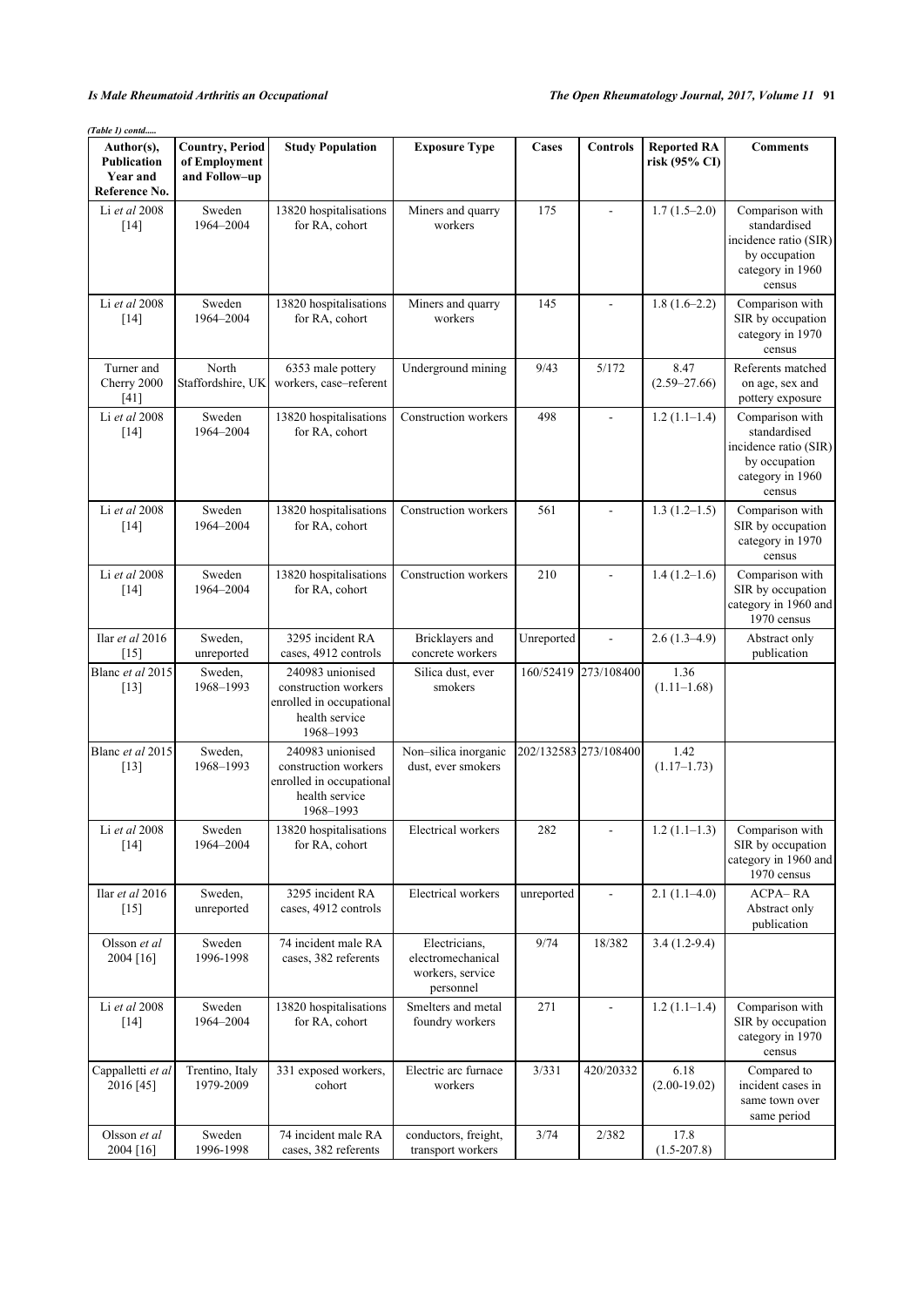*(Table 1) contd.....*

| Author(s), Publication Year and Reference No. | Country, Period of Employment and Follow–up | Study Population | Exposure Type | Cases | Controls | Reported RA risk (95% CI) | Comments |
|---|---|---|---|---|---|---|---|
| Li *et al* 2008 [14] | Sweden 1964–2004 | 13820 hospitalisations for RA, cohort | Miners and quarry workers | 175 | - | 1.7 (1.5–2.0) | Comparison with standardised incidence ratio (SIR) by occupation category in 1960 census |
| Li *et al* 2008 [14] | Sweden 1964–2004 | 13820 hospitalisations for RA, cohort | Miners and quarry workers | 145 | - | 1.8 (1.6–2.2) | Comparison with SIR by occupation category in 1970 census |
| Turner and Cherry 2000 [41] | North Staffordshire, UK | 6353 male pottery workers, case–referent | Underground mining | 9/43 | 5/172 | 8.47 (2.59–27.66) | Referents matched on age, sex and pottery exposure |
| Li *et al* 2008 [14] | Sweden 1964–2004 | 13820 hospitalisations for RA, cohort | Construction workers | 498 | - | 1.2 (1.1–1.4) | Comparison with standardised incidence ratio (SIR) by occupation category in 1960 census |
| Li *et al* 2008 [14] | Sweden 1964–2004 | 13820 hospitalisations for RA, cohort | Construction workers | 561 | - | 1.3 (1.2–1.5) | Comparison with SIR by occupation category in 1970 census |
| Li *et al* 2008 [14] | Sweden 1964–2004 | 13820 hospitalisations for RA, cohort | Construction workers | 210 | - | 1.4 (1.2–1.6) | Comparison with SIR by occupation category in 1960 and 1970 census |
| Ilar *et al* 2016 [15] | Sweden, unreported | 3295 incident RA cases, 4912 controls | Bricklayers and concrete workers | Unreported | - | 2.6 (1.3–4.9) | Abstract only publication |
| Blanc *et al* 2015 [13] | Sweden, 1968–1993 | 240983 unionised construction workers enrolled in occupational health service 1968–1993 | Silica dust, ever smokers | 160/52419 | 273/108400 | 1.36 (1.11–1.68) | |
| Blanc *et al* 2015 [13] | Sweden, 1968–1993 | 240983 unionised construction workers enrolled in occupational health service 1968–1993 | Non–silica inorganic dust, ever smokers | 202/132583 | 273/108400 | 1.42 (1.17–1.73) | |
| Li *et al* 2008 [14] | Sweden 1964–2004 | 13820 hospitalisations for RA, cohort | Electrical workers | 282 | - | 1.2 (1.1–1.3) | Comparison with SIR by occupation category in 1960 and 1970 census |
| Ilar *et al* 2016 [15] | Sweden, unreported | 3295 incident RA cases, 4912 controls | Electrical workers | unreported | - | 2.1 (1.1–4.0) | ACPA– RA Abstract only publication |
| Olsson *et al* 2004 [16] | Sweden 1996-1998 | 74 incident male RA cases, 382 referents | Electricians, electromechanical workers, service personnel | 9/74 | 18/382 | 3.4 (1.2-9.4) | |
| Li *et al* 2008 [14] | Sweden 1964–2004 | 13820 hospitalisations for RA, cohort | Smelters and metal foundry workers | 271 | - | 1.2 (1.1–1.4) | Comparison with SIR by occupation category in 1970 census |
| Cappalletti *et al* 2016 [45] | Trentino, Italy 1979-2009 | 331 exposed workers, cohort | Electric arc furnace workers | 3/331 | 420/20332 | 6.18 (2.00-19.02) | Compared to incident cases in same town over same period |
| Olsson *et al* 2004 [16] | Sweden 1996-1998 | 74 incident male RA cases, 382 referents | conductors, freight, transport workers | 3/74 | 2/382 | 17.8 (1.5-207.8) | |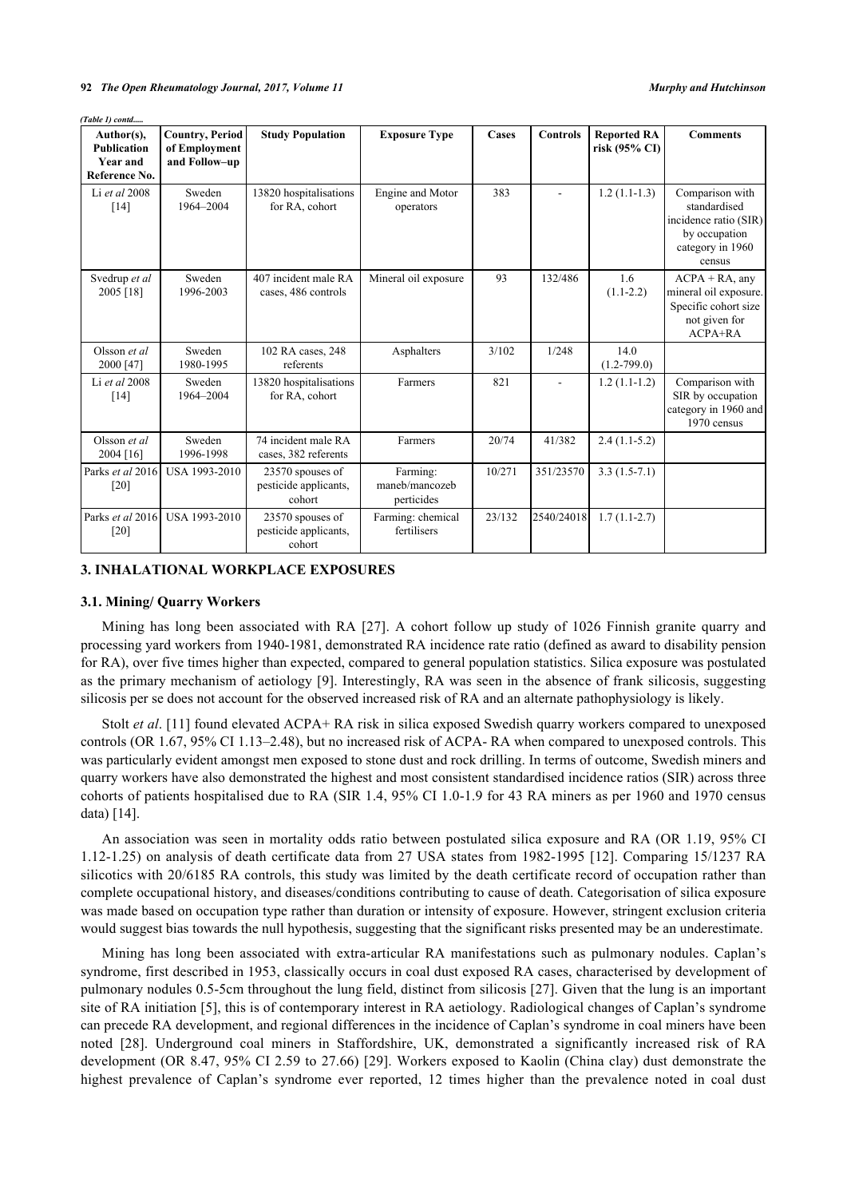*(Table 1) contd.....*

| Author(s), Publication Year and Reference No. | Country, Period of Employment and Follow–up | Study Population | Exposure Type | Cases | Controls | Reported RA risk (95% CI) | Comments |
|---|---|---|---|---|---|---|---|
| Li *et al* 2008 [14] | Sweden 1964–2004 | 13820 hospitalisations for RA, cohort | Engine and Motor operators | 383 | - | 1.2 (1.1-1.3) | Comparison with standardised incidence ratio (SIR) by occupation category in 1960 census |
| Svedrup *et al* 2005 [18] | Sweden 1996-2003 | 407 incident male RA cases, 486 controls | Mineral oil exposure | 93 | 132/486 | 1.6 (1.1-2.2) | ACPA + RA, any mineral oil exposure. Specific cohort size not given for ACPA+RA |
| Olsson *et al* 2000 [47] | Sweden 1980-1995 | 102 RA cases, 248 referents | Asphalters | 3/102 | 1/248 | 14.0 (1.2-799.0) | |
| Li *et al* 2008 [14] | Sweden 1964–2004 | 13820 hospitalisations for RA, cohort | Farmers | 821 | - | 1.2 (1.1-1.2) | Comparison with SIR by occupation category in 1960 and 1970 census |
| Olsson *et al* 2004 [16] | Sweden 1996-1998 | 74 incident male RA cases, 382 referents | Farmers | 20/74 | 41/382 | 2.4 (1.1-5.2) | |
| Parks *et al* 2016 [20] | USA 1993-2010 | 23570 spouses of pesticide applicants, cohort | Farming: maneb/mancozeb pesticides | 10/271 | 351/23570 | 3.3 (1.5-7.1) | |
| Parks *et al* 2016 [20] | USA 1993-2010 | 23570 spouses of pesticide applicants, cohort | Farming: chemical fertilisers | 23/132 | 2540/24018 | 1.7 (1.1-2.7) | |

## 3. INHALATIONAL WORKPLACE EXPOSURES

### 3.1. Mining/ Quarry Workers

Mining has long been associated with RA [27]. A cohort follow up study of 1026 Finnish granite quarry and processing yard workers from 1940-1981, demonstrated RA incidence rate ratio (defined as award to disability pension for RA), over five times higher than expected, compared to general population statistics. Silica exposure was postulated as the primary mechanism of aetiology [9]. Interestingly, RA was seen in the absence of frank silicosis, suggesting silicosis per se does not account for the observed increased risk of RA and an alternate pathophysiology is likely.

Stolt *et al*. [11] found elevated ACPA+ RA risk in silica exposed Swedish quarry workers compared to unexposed controls (OR 1.67, 95% CI 1.13–2.48), but no increased risk of ACPA- RA when compared to unexposed controls. This was particularly evident amongst men exposed to stone dust and rock drilling. In terms of outcome, Swedish miners and quarry workers have also demonstrated the highest and most consistent standardised incidence ratios (SIR) across three cohorts of patients hospitalised due to RA (SIR 1.4, 95% CI 1.0-1.9 for 43 RA miners as per 1960 and 1970 census data) [14].

An association was seen in mortality odds ratio between postulated silica exposure and RA (OR 1.19, 95% CI 1.12-1.25) on analysis of death certificate data from 27 USA states from 1982-1995 [12]. Comparing 15/1237 RA silicotics with 20/6185 RA controls, this study was limited by the death certificate record of occupation rather than complete occupational history, and diseases/conditions contributing to cause of death. Categorisation of silica exposure was made based on occupation type rather than duration or intensity of exposure. However, stringent exclusion criteria would suggest bias towards the null hypothesis, suggesting that the significant risks presented may be an underestimate.

Mining has long been associated with extra-articular RA manifestations such as pulmonary nodules. Caplan's syndrome, first described in 1953, classically occurs in coal dust exposed RA cases, characterised by development of pulmonary nodules 0.5-5cm throughout the lung field, distinct from silicosis [27]. Given that the lung is an important site of RA initiation [5], this is of contemporary interest in RA aetiology. Radiological changes of Caplan's syndrome can precede RA development, and regional differences in the incidence of Caplan's syndrome in coal miners have been noted [28]. Underground coal miners in Staffordshire, UK, demonstrated a significantly increased risk of RA development (OR 8.47, 95% CI 2.59 to 27.66) [29]. Workers exposed to Kaolin (China clay) dust demonstrate the highest prevalence of Caplan's syndrome ever reported, 12 times higher than the prevalence noted in coal dust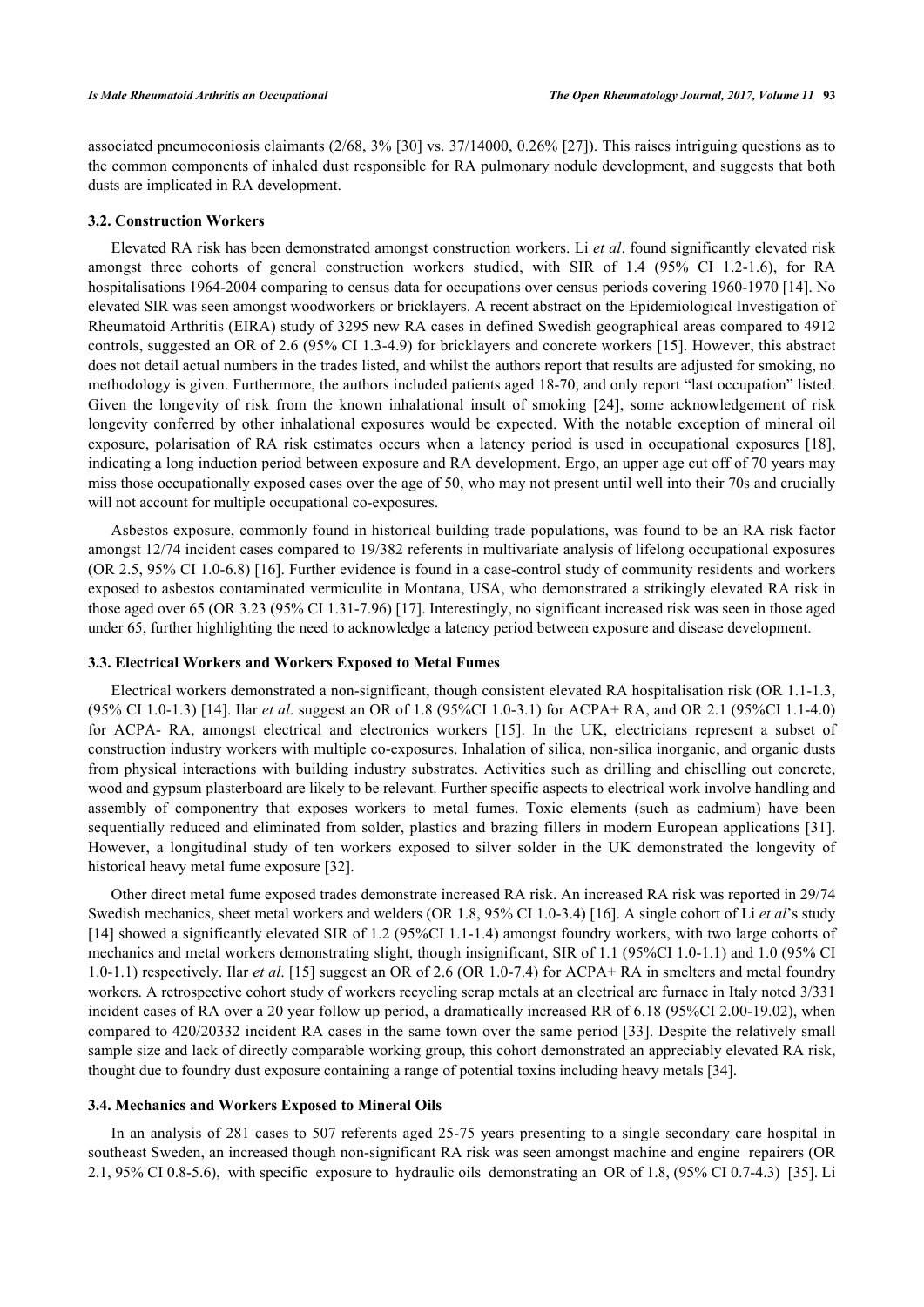associated pneumoconiosis claimants (2/68, 3% [30] vs. 37/14000, 0.26% [27]). This raises intriguing questions as to the common components of inhaled dust responsible for RA pulmonary nodule development, and suggests that both dusts are implicated in RA development.

### 3.2. Construction Workers

Elevated RA risk has been demonstrated amongst construction workers. Li *et al*. found significantly elevated risk amongst three cohorts of general construction workers studied, with SIR of 1.4 (95% CI 1.2-1.6), for RA hospitalisations 1964-2004 comparing to census data for occupations over census periods covering 1960-1970 [14]. No elevated SIR was seen amongst woodworkers or bricklayers. A recent abstract on the Epidemiological Investigation of Rheumatoid Arthritis (EIRA) study of 3295 new RA cases in defined Swedish geographical areas compared to 4912 controls, suggested an OR of 2.6 (95% CI 1.3-4.9) for bricklayers and concrete workers [15]. However, this abstract does not detail actual numbers in the trades listed, and whilst the authors report that results are adjusted for smoking, no methodology is given. Furthermore, the authors included patients aged 18-70, and only report "last occupation" listed. Given the longevity of risk from the known inhalational insult of smoking [24], some acknowledgement of risk longevity conferred by other inhalational exposures would be expected. With the notable exception of mineral oil exposure, polarisation of RA risk estimates occurs when a latency period is used in occupational exposures [18], indicating a long induction period between exposure and RA development. Ergo, an upper age cut off of 70 years may miss those occupationally exposed cases over the age of 50, who may not present until well into their 70s and crucially will not account for multiple occupational co-exposures.

Asbestos exposure, commonly found in historical building trade populations, was found to be an RA risk factor amongst 12/74 incident cases compared to 19/382 referents in multivariate analysis of lifelong occupational exposures (OR 2.5, 95% CI 1.0-6.8) [16]. Further evidence is found in a case-control study of community residents and workers exposed to asbestos contaminated vermiculite in Montana, USA, who demonstrated a strikingly elevated RA risk in those aged over 65 (OR 3.23 (95% CI 1.31-7.96) [17]. Interestingly, no significant increased risk was seen in those aged under 65, further highlighting the need to acknowledge a latency period between exposure and disease development.

### 3.3. Electrical Workers and Workers Exposed to Metal Fumes

Electrical workers demonstrated a non-significant, though consistent elevated RA hospitalisation risk (OR 1.1-1.3, (95% CI 1.0-1.3) [14]. Ilar *et al*. suggest an OR of 1.8 (95%CI 1.0-3.1) for ACPA+ RA, and OR 2.1 (95%CI 1.1-4.0) for ACPA- RA, amongst electrical and electronics workers [15]. In the UK, electricians represent a subset of construction industry workers with multiple co-exposures. Inhalation of silica, non-silica inorganic, and organic dusts from physical interactions with building industry substrates. Activities such as drilling and chiselling out concrete, wood and gypsum plasterboard are likely to be relevant. Further specific aspects to electrical work involve handling and assembly of componentry that exposes workers to metal fumes. Toxic elements (such as cadmium) have been sequentially reduced and eliminated from solder, plastics and brazing fillers in modern European applications [31]. However, a longitudinal study of ten workers exposed to silver solder in the UK demonstrated the longevity of historical heavy metal fume exposure [32].

Other direct metal fume exposed trades demonstrate increased RA risk. An increased RA risk was reported in 29/74 Swedish mechanics, sheet metal workers and welders (OR 1.8, 95% CI 1.0-3.4) [16]. A single cohort of Li *et al*'s study [14] showed a significantly elevated SIR of 1.2 (95%CI 1.1-1.4) amongst foundry workers, with two large cohorts of mechanics and metal workers demonstrating slight, though insignificant, SIR of 1.1 (95%CI 1.0-1.1) and 1.0 (95% CI 1.0-1.1) respectively. Ilar *et al*. [15] suggest an OR of 2.6 (OR 1.0-7.4) for ACPA+ RA in smelters and metal foundry workers. A retrospective cohort study of workers recycling scrap metals at an electrical arc furnace in Italy noted 3/331 incident cases of RA over a 20 year follow up period, a dramatically increased RR of 6.18 (95%CI 2.00-19.02), when compared to 420/20332 incident RA cases in the same town over the same period [33]. Despite the relatively small sample size and lack of directly comparable working group, this cohort demonstrated an appreciably elevated RA risk, thought due to foundry dust exposure containing a range of potential toxins including heavy metals [34].

### 3.4. Mechanics and Workers Exposed to Mineral Oils

In an analysis of 281 cases to 507 referents aged 25-75 years presenting to a single secondary care hospital in southeast Sweden, an increased though non-significant RA risk was seen amongst machine and engine repairers (OR 2.1, 95% CI 0.8-5.6), with specific exposure to hydraulic oils demonstrating an OR of 1.8, (95% CI 0.7-4.3) [35]. Li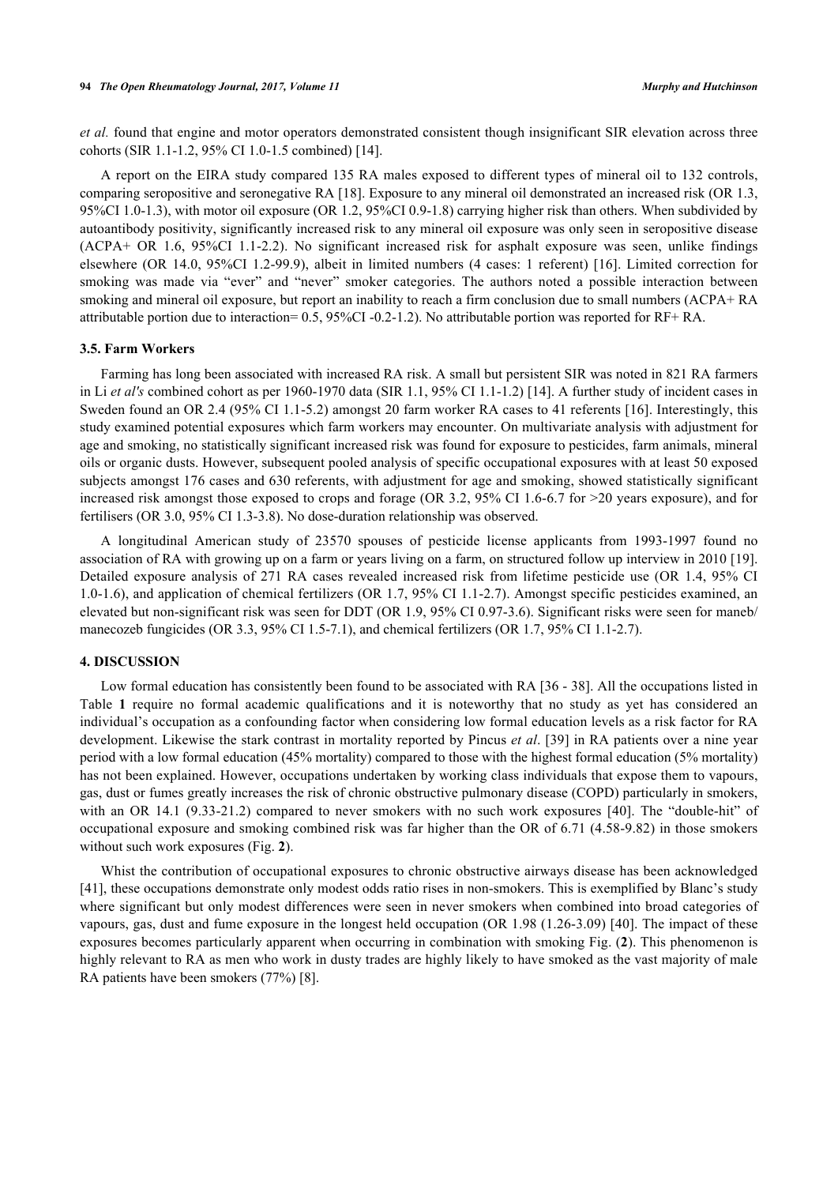*et al.* found that engine and motor operators demonstrated consistent though insignificant SIR elevation across three cohorts (SIR 1.1-1.2, 95% CI 1.0-1.5 combined) [14].

A report on the EIRA study compared 135 RA males exposed to different types of mineral oil to 132 controls, comparing seropositive and seronegative RA [18]. Exposure to any mineral oil demonstrated an increased risk (OR 1.3, 95%CI 1.0-1.3), with motor oil exposure (OR 1.2, 95%CI 0.9-1.8) carrying higher risk than others. When subdivided by autoantibody positivity, significantly increased risk to any mineral oil exposure was only seen in seropositive disease (ACPA+ OR 1.6, 95%CI 1.1-2.2). No significant increased risk for asphalt exposure was seen, unlike findings elsewhere (OR 14.0, 95%CI 1.2-99.9), albeit in limited numbers (4 cases: 1 referent) [16]. Limited correction for smoking was made via "ever" and "never" smoker categories. The authors noted a possible interaction between smoking and mineral oil exposure, but report an inability to reach a firm conclusion due to small numbers (ACPA+ RA attributable portion due to interaction= 0.5, 95%CI -0.2-1.2). No attributable portion was reported for RF+ RA.

### 3.5. Farm Workers

Farming has long been associated with increased RA risk. A small but persistent SIR was noted in 821 RA farmers in Li *et al's* combined cohort as per 1960-1970 data (SIR 1.1, 95% CI 1.1-1.2) [14]. A further study of incident cases in Sweden found an OR 2.4 (95% CI 1.1-5.2) amongst 20 farm worker RA cases to 41 referents [16]. Interestingly, this study examined potential exposures which farm workers may encounter. On multivariate analysis with adjustment for age and smoking, no statistically significant increased risk was found for exposure to pesticides, farm animals, mineral oils or organic dusts. However, subsequent pooled analysis of specific occupational exposures with at least 50 exposed subjects amongst 176 cases and 630 referents, with adjustment for age and smoking, showed statistically significant increased risk amongst those exposed to crops and forage (OR 3.2, 95% CI 1.6-6.7 for >20 years exposure), and for fertilisers (OR 3.0, 95% CI 1.3-3.8). No dose-duration relationship was observed.

A longitudinal American study of 23570 spouses of pesticide license applicants from 1993-1997 found no association of RA with growing up on a farm or years living on a farm, on structured follow up interview in 2010 [19]. Detailed exposure analysis of 271 RA cases revealed increased risk from lifetime pesticide use (OR 1.4, 95% CI 1.0-1.6), and application of chemical fertilizers (OR 1.7, 95% CI 1.1-2.7). Amongst specific pesticides examined, an elevated but non-significant risk was seen for DDT (OR 1.9, 95% CI 0.97-3.6). Significant risks were seen for maneb/ manecozeb fungicides (OR 3.3, 95% CI 1.5-7.1), and chemical fertilizers (OR 1.7, 95% CI 1.1-2.7).

## 4. DISCUSSION

Low formal education has consistently been found to be associated with RA [36 - 38]. All the occupations listed in Table **1** require no formal academic qualifications and it is noteworthy that no study as yet has considered an individual's occupation as a confounding factor when considering low formal education levels as a risk factor for RA development. Likewise the stark contrast in mortality reported by Pincus *et al*. [39] in RA patients over a nine year period with a low formal education (45% mortality) compared to those with the highest formal education (5% mortality) has not been explained. However, occupations undertaken by working class individuals that expose them to vapours, gas, dust or fumes greatly increases the risk of chronic obstructive pulmonary disease (COPD) particularly in smokers, with an OR 14.1 (9.33-21.2) compared to never smokers with no such work exposures [40]. The "double-hit" of occupational exposure and smoking combined risk was far higher than the OR of 6.71 (4.58-9.82) in those smokers without such work exposures (Fig. **2**).

Whilst the contribution of occupational exposures to chronic obstructive airways disease has been acknowledged [41], these occupations demonstrate only modest odds ratio rises in non-smokers. This is exemplified by Blanc's study where significant but only modest differences were seen in never smokers when combined into broad categories of vapours, gas, dust and fume exposure in the longest held occupation (OR 1.98 (1.26-3.09) [40]. The impact of these exposures becomes particularly apparent when occurring in combination with smoking Fig. (**2**). This phenomenon is highly relevant to RA as men who work in dusty trades are highly likely to have smoked as the vast majority of male RA patients have been smokers (77%) [8].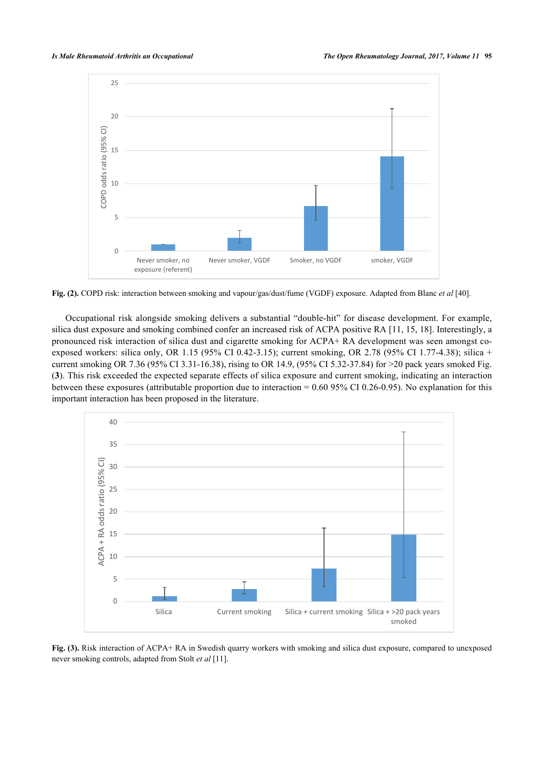Fig. (2). COPD risk: interaction between smoking and vapour/gas/dust/fume (VGDF) exposure. Adapted from Blanc *et al* [40].

Occupational risk alongside smoking delivers a substantial "double-hit" for disease development. For example, silica dust exposure and smoking combined confer an increased risk of ACPA positive RA [11, 15, 18]. Interestingly, a pronounced risk interaction of silica dust and cigarette smoking for ACPA+ RA development was seen amongst co-exposed workers: silica only, OR 1.15 (95% CI 0.42-3.15); current smoking, OR 2.78 (95% CI 1.77-4.38); silica + current smoking OR 7.36 (95% CI 3.31-16.38), rising to OR 14.9, (95% CI 5.32-37.84) for >20 pack years smoked Fig. (**3**). This risk exceeded the expected separate effects of silica exposure and current smoking, indicating an interaction between these exposures (attributable proportion due to interaction = 0.60 95% CI 0.26-0.95). No explanation for this important interaction has been proposed in the literature.

Fig. (3). Risk interaction of ACPA+ RA in Swedish quarry workers with smoking and silica dust exposure, compared to unexposed never smoking controls, adapted from Stolt *et al* [11].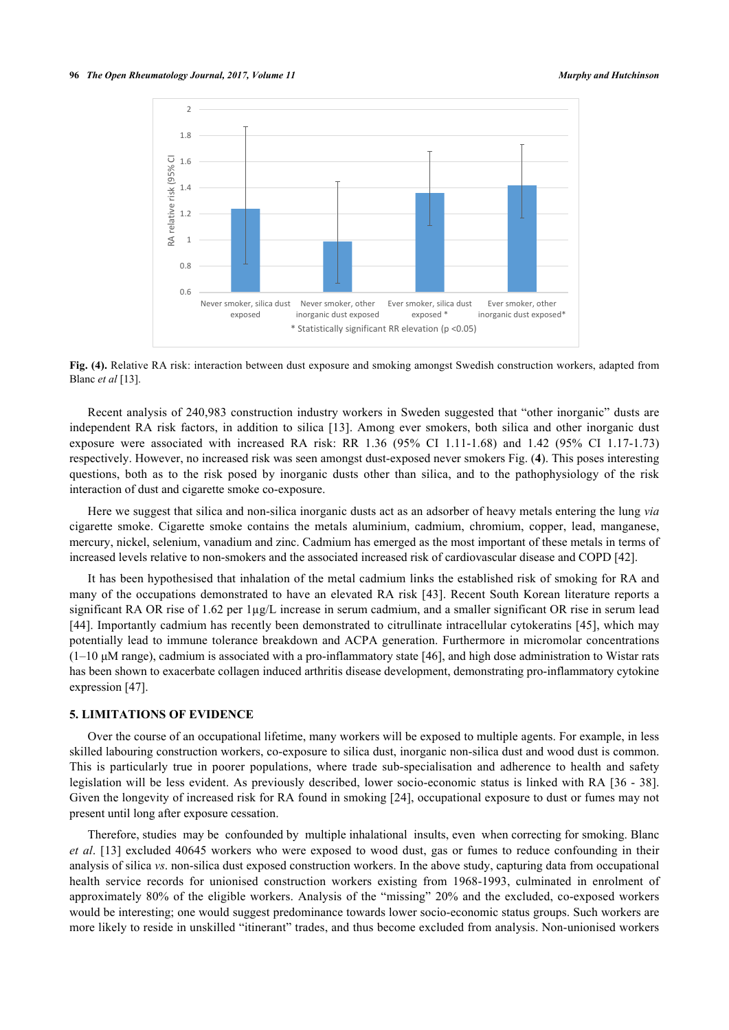**Fig. (4).** Relative RA risk: interaction between dust exposure and smoking amongst Swedish construction workers, adapted from Blanc *et al* [13].

Recent analysis of 240,983 construction industry workers in Sweden suggested that "other inorganic" dusts are independent RA risk factors, in addition to silica [13]. Among ever smokers, both silica and other inorganic dust exposure were associated with increased RA risk: RR 1.36 (95% CI 1.11-1.68) and 1.42 (95% CI 1.17-1.73) respectively. However, no increased risk was seen amongst dust-exposed never smokers Fig. (**4**). This poses interesting questions, both as to the risk posed by inorganic dusts other than silica, and to the pathophysiology of the risk interaction of dust and cigarette smoke co-exposure.

Here we suggest that silica and non-silica inorganic dusts act as an adsorber of heavy metals entering the lung *via* cigarette smoke. Cigarette smoke contains the metals aluminium, cadmium, chromium, copper, lead, manganese, mercury, nickel, selenium, vanadium and zinc. Cadmium has emerged as the most important of these metals in terms of increased levels relative to non-smokers and the associated increased risk of cardiovascular disease and COPD [42].

It has been hypothesised that inhalation of the metal cadmium links the established risk of smoking for RA and many of the occupations demonstrated to have an elevated RA risk [43]. Recent South Korean literature reports a significant RA OR rise of 1.62 per 1µg/L increase in serum cadmium, and a smaller significant OR rise in serum lead [44]. Importantly cadmium has recently been demonstrated to citrullinate intracellular cytokeratins [45], which may potentially lead to immune tolerance breakdown and ACPA generation. Furthermore in micromolar concentrations (1–10 µM range), cadmium is associated with a pro-inflammatory state [46], and high dose administration to Wistar rats has been shown to exacerbate collagen induced arthritis disease development, demonstrating pro-inflammatory cytokine expression [47].

## 5. LIMITATIONS OF EVIDENCE

Over the course of an occupational lifetime, many workers will be exposed to multiple agents. For example, in less skilled labouring construction workers, co-exposure to silica dust, inorganic non-silica dust and wood dust is common. This is particularly true in poorer populations, where trade sub-specialisation and adherence to health and safety legislation will be less evident. As previously described, lower socio-economic status is linked with RA [36 - 38]. Given the longevity of increased risk for RA found in smoking [24], occupational exposure to dust or fumes may not present until long after exposure cessation.

Therefore, studies may be confounded by multiple inhalational insults, even when correcting for smoking. Blanc *et al*. [13] excluded 40645 workers who were exposed to wood dust, gas or fumes to reduce confounding in their analysis of silica *vs*. non-silica dust exposed construction workers. In the above study, capturing data from occupational health service records for unionised construction workers existing from 1968-1993, culminated in enrolment of approximately 80% of the eligible workers. Analysis of the "missing" 20% and the excluded, co-exposed workers would be interesting; one would suggest predominance towards lower socio-economic status groups. Such workers are more likely to reside in unskilled "itinerant" trades, and thus become excluded from analysis. Non-unionised workers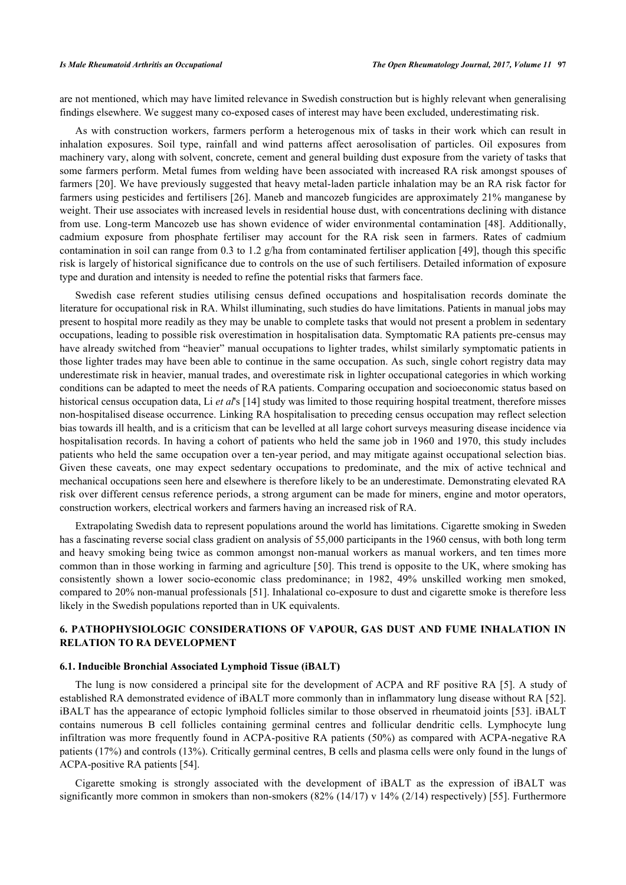are not mentioned, which may have limited relevance in Swedish construction but is highly relevant when generalising findings elsewhere. We suggest many co-exposed cases of interest may have been excluded, underestimating risk.

As with construction workers, farmers perform a heterogenous mix of tasks in their work which can result in inhalation exposures. Soil type, rainfall and wind patterns affect aerosolisation of particles. Oil exposures from machinery vary, along with solvent, concrete, cement and general building dust exposure from the variety of tasks that some farmers perform. Metal fumes from welding have been associated with increased RA risk amongst spouses of farmers [20]. We have previously suggested that heavy metal-laden particle inhalation may be an RA risk factor for farmers using pesticides and fertilisers [26]. Maneb and mancozeb fungicides are approximately 21% manganese by weight. Their use associates with increased levels in residential house dust, with concentrations declining with distance from use. Long-term Mancozeb use has shown evidence of wider environmental contamination [48]. Additionally, cadmium exposure from phosphate fertiliser may account for the RA risk seen in farmers. Rates of cadmium contamination in soil can range from 0.3 to 1.2 g/ha from contaminated fertiliser application [49], though this specific risk is largely of historical significance due to controls on the use of such fertilisers. Detailed information of exposure type and duration and intensity is needed to refine the potential risks that farmers face.

Swedish case referent studies utilising census defined occupations and hospitalisation records dominate the literature for occupational risk in RA. Whilst illuminating, such studies do have limitations. Patients in manual jobs may present to hospital more readily as they may be unable to complete tasks that would not present a problem in sedentary occupations, leading to possible risk overestimation in hospitalisation data. Symptomatic RA patients pre-census may have already switched from "heavier" manual occupations to lighter trades, whilst similarly symptomatic patients in those lighter trades may have been able to continue in the same occupation. As such, single cohort registry data may underestimate risk in heavier, manual trades, and overestimate risk in lighter occupational categories in which working conditions can be adapted to meet the needs of RA patients. Comparing occupation and socioeconomic status based on historical census occupation data, Li *et al*'s [14] study was limited to those requiring hospital treatment, therefore misses non-hospitalised disease occurrence. Linking RA hospitalisation to preceding census occupation may reflect selection bias towards ill health, and is a criticism that can be levelled at all large cohort surveys measuring disease incidence via hospitalisation records. In having a cohort of patients who held the same job in 1960 and 1970, this study includes patients who held the same occupation over a ten-year period, and may mitigate against occupational selection bias. Given these caveats, one may expect sedentary occupations to predominate, and the mix of active technical and mechanical occupations seen here and elsewhere is therefore likely to be an underestimate. Demonstrating elevated RA risk over different census reference periods, a strong argument can be made for miners, engine and motor operators, construction workers, electrical workers and farmers having an increased risk of RA.

Extrapolating Swedish data to represent populations around the world has limitations. Cigarette smoking in Sweden has a fascinating reverse social class gradient on analysis of 55,000 participants in the 1960 census, with both long term and heavy smoking being twice as common amongst non-manual workers as manual workers, and ten times more common than in those working in farming and agriculture [50]. This trend is opposite to the UK, where smoking has consistently shown a lower socio-economic class predominance; in 1982, 49% unskilled working men smoked, compared to 20% non-manual professionals [51]. Inhalational co-exposure to dust and cigarette smoke is therefore less likely in the Swedish populations reported than in UK equivalents.

## 6. PATHOPHYSIOLOGIC CONSIDERATIONS OF VAPOUR, GAS DUST AND FUME INHALATION IN RELATION TO RA DEVELOPMENT

### 6.1. Inducible Bronchial Associated Lymphoid Tissue (iBALT)

The lung is now considered a principal site for the development of ACPA and RF positive RA [5]. A study of established RA demonstrated evidence of iBALT more commonly than in inflammatory lung disease without RA [52]. iBALT has the appearance of ectopic lymphoid follicles similar to those observed in rheumatoid joints [53]. iBALT contains numerous B cell follicles containing germinal centres and follicular dendritic cells. Lymphocyte lung infiltration was more frequently found in ACPA-positive RA patients (50%) as compared with ACPA-negative RA patients (17%) and controls (13%). Critically germinal centres, B cells and plasma cells were only found in the lungs of ACPA-positive RA patients [54].

Cigarette smoking is strongly associated with the development of iBALT as the expression of iBALT was significantly more common in smokers than non-smokers (82% (14/17) v 14% (2/14) respectively) [55]. Furthermore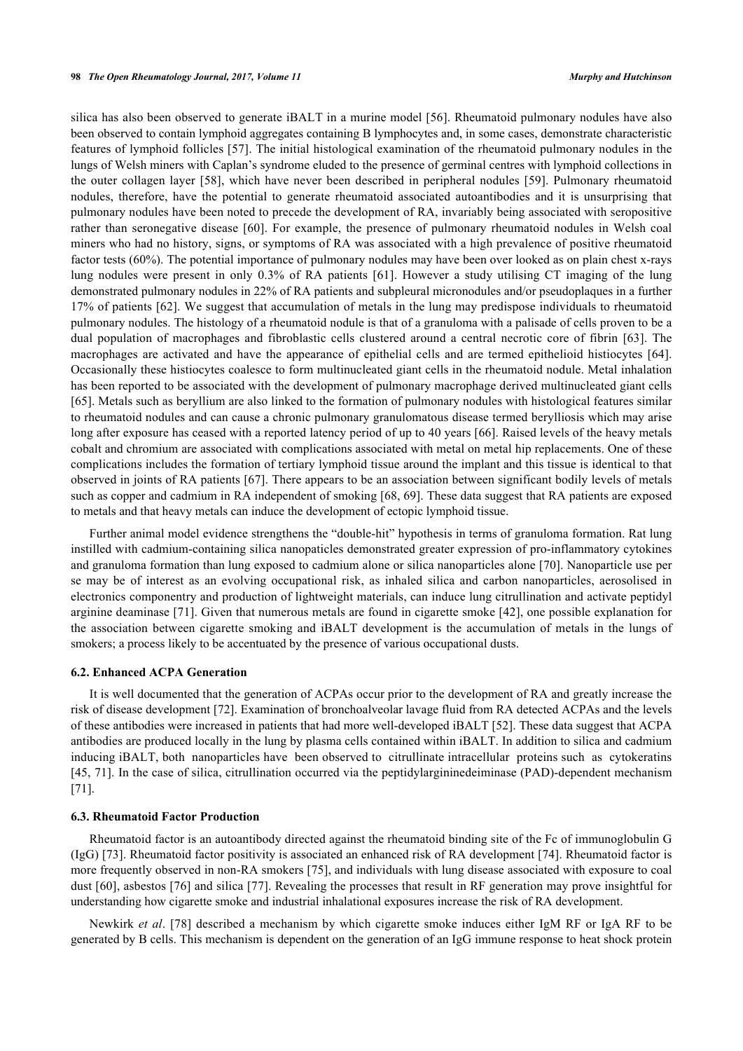silica has also been observed to generate iBALT in a murine model [56]. Rheumatoid pulmonary nodules have also been observed to contain lymphoid aggregates containing B lymphocytes and, in some cases, demonstrate characteristic features of lymphoid follicles [57]. The initial histological examination of the rheumatoid pulmonary nodules in the lungs of Welsh miners with Caplan's syndrome eluded to the presence of germinal centres with lymphoid collections in the outer collagen layer [58], which have never been described in peripheral nodules [59]. Pulmonary rheumatoid nodules, therefore, have the potential to generate rheumatoid associated autoantibodies and it is unsurprising that pulmonary nodules have been noted to precede the development of RA, invariably being associated with seropositive rather than seronegative disease [60]. For example, the presence of pulmonary rheumatoid nodules in Welsh coal miners who had no history, signs, or symptoms of RA was associated with a high prevalence of positive rheumatoid factor tests (60%). The potential importance of pulmonary nodules may have been over looked as on plain chest x-rays lung nodules were present in only 0.3% of RA patients [61]. However a study utilising CT imaging of the lung demonstrated pulmonary nodules in 22% of RA patients and subpleural micronodules and/or pseudoplaques in a further 17% of patients [62]. We suggest that accumulation of metals in the lung may predispose individuals to rheumatoid pulmonary nodules. The histology of a rheumatoid nodule is that of a granuloma with a palisade of cells proven to be a dual population of macrophages and fibroblastic cells clustered around a central necrotic core of fibrin [63]. The macrophages are activated and have the appearance of epithelial cells and are termed epithelioid histiocytes [64]. Occasionally these histiocytes coalesce to form multinucleated giant cells in the rheumatoid nodule. Metal inhalation has been reported to be associated with the development of pulmonary macrophage derived multinucleated giant cells [65]. Metals such as beryllium are also linked to the formation of pulmonary nodules with histological features similar to rheumatoid nodules and can cause a chronic pulmonary granulomatous disease termed berylliosis which may arise long after exposure has ceased with a reported latency period of up to 40 years [66]. Raised levels of the heavy metals cobalt and chromium are associated with complications associated with metal on metal hip replacements. One of these complications includes the formation of tertiary lymphoid tissue around the implant and this tissue is identical to that observed in joints of RA patients [67]. There appears to be an association between significant bodily levels of metals such as copper and cadmium in RA independent of smoking [68, 69]. These data suggest that RA patients are exposed to metals and that heavy metals can induce the development of ectopic lymphoid tissue.

Further animal model evidence strengthens the "double-hit" hypothesis in terms of granuloma formation. Rat lung instilled with cadmium-containing silica nanopaticles demonstrated greater expression of pro-inflammatory cytokines and granuloma formation than lung exposed to cadmium alone or silica nanoparticles alone [70]. Nanoparticle use per se may be of interest as an evolving occupational risk, as inhaled silica and carbon nanoparticles, aerosolised in electronics componentry and production of lightweight materials, can induce lung citrullination and activate peptidyl arginine deaminase [71]. Given that numerous metals are found in cigarette smoke [42], one possible explanation for the association between cigarette smoking and iBALT development is the accumulation of metals in the lungs of smokers; a process likely to be accentuated by the presence of various occupational dusts.

### 6.2. Enhanced ACPA Generation

It is well documented that the generation of ACPAs occur prior to the development of RA and greatly increase the risk of disease development [72]. Examination of bronchoalveolar lavage fluid from RA detected ACPAs and the levels of these antibodies were increased in patients that had more well-developed iBALT [52]. These data suggest that ACPA antibodies are produced locally in the lung by plasma cells contained within iBALT. In addition to silica and cadmium inducing iBALT, both nanoparticles have been observed to citrullinate intracellular proteins such as cytokeratins [45, 71]. In the case of silica, citrullination occurred via the peptidylargininedeiminase (PAD)-dependent mechanism [71].

### 6.3. Rheumatoid Factor Production

Rheumatoid factor is an autoantibody directed against the rheumatoid binding site of the Fc of immunoglobulin G (IgG) [73]. Rheumatoid factor positivity is associated an enhanced risk of RA development [74]. Rheumatoid factor is more frequently observed in non-RA smokers [75], and individuals with lung disease associated with exposure to coal dust [60], asbestos [76] and silica [77]. Revealing the processes that result in RF generation may prove insightful for understanding how cigarette smoke and industrial inhalational exposures increase the risk of RA development.

Newkirk *et al*. [78] described a mechanism by which cigarette smoke induces either IgM RF or IgA RF to be generated by B cells. This mechanism is dependent on the generation of an IgG immune response to heat shock protein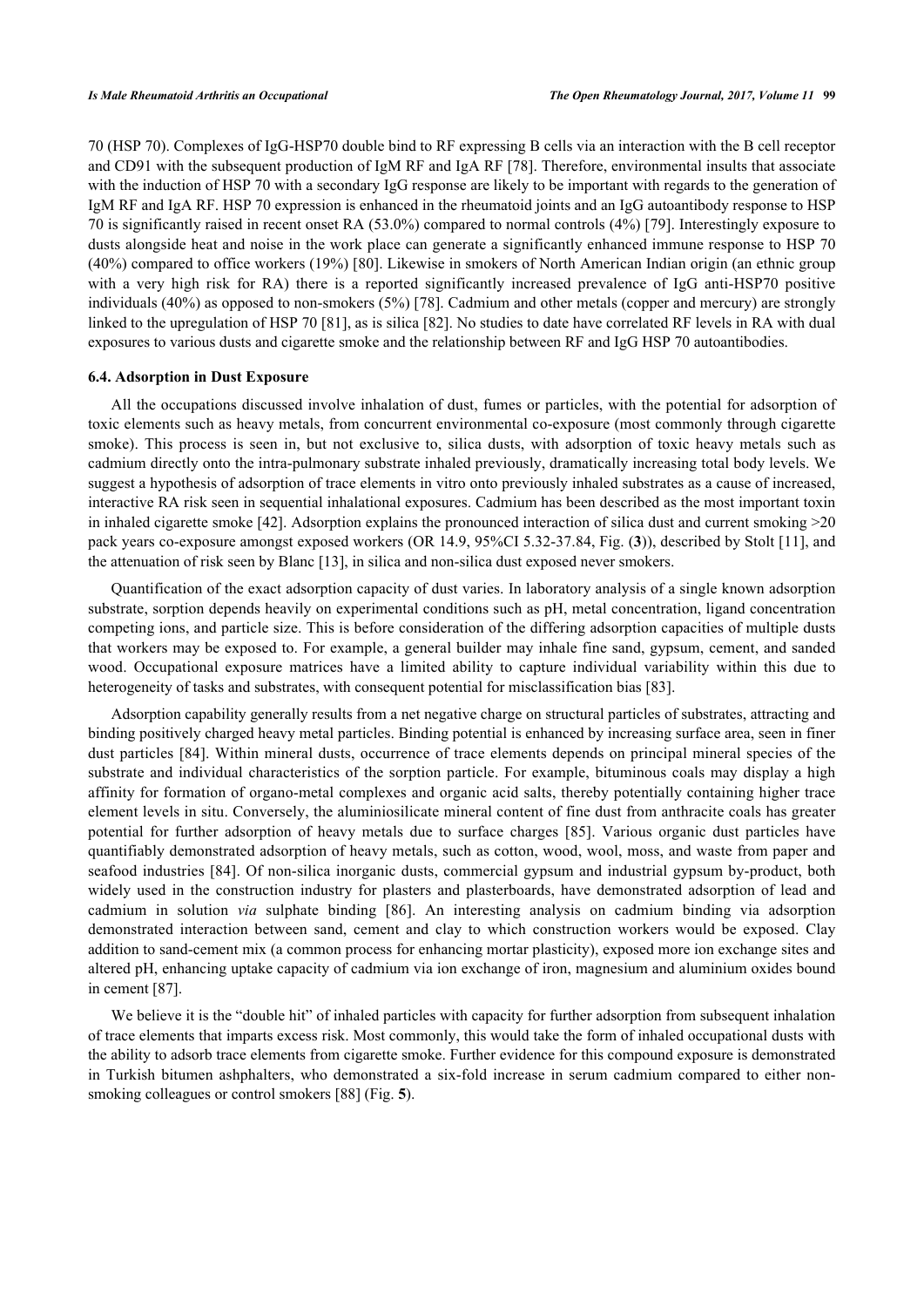70 (HSP 70). Complexes of IgG-HSP70 double bind to RF expressing B cells via an interaction with the B cell receptor and CD91 with the subsequent production of IgM RF and IgA RF [78]. Therefore, environmental insults that associate with the induction of HSP 70 with a secondary IgG response are likely to be important with regards to the generation of IgM RF and IgA RF. HSP 70 expression is enhanced in the rheumatoid joints and an IgG autoantibody response to HSP 70 is significantly raised in recent onset RA (53.0%) compared to normal controls (4%) [79]. Interestingly exposure to dusts alongside heat and noise in the work place can generate a significantly enhanced immune response to HSP 70 (40%) compared to office workers (19%) [80]. Likewise in smokers of North American Indian origin (an ethnic group with a very high risk for RA) there is a reported significantly increased prevalence of IgG anti-HSP70 positive individuals (40%) as opposed to non-smokers (5%) [78]. Cadmium and other metals (copper and mercury) are strongly linked to the upregulation of HSP 70 [81], as is silica [82]. No studies to date have correlated RF levels in RA with dual exposures to various dusts and cigarette smoke and the relationship between RF and IgG HSP 70 autoantibodies.

### 6.4. Adsorption in Dust Exposure

All the occupations discussed involve inhalation of dust, fumes or particles, with the potential for adsorption of toxic elements such as heavy metals, from concurrent environmental co-exposure (most commonly through cigarette smoke). This process is seen in, but not exclusive to, silica dusts, with adsorption of toxic heavy metals such as cadmium directly onto the intra-pulmonary substrate inhaled previously, dramatically increasing total body levels. We suggest a hypothesis of adsorption of trace elements in vitro onto previously inhaled substrates as a cause of increased, interactive RA risk seen in sequential inhalational exposures. Cadmium has been described as the most important toxin in inhaled cigarette smoke [42]. Adsorption explains the pronounced interaction of silica dust and current smoking >20 pack years co-exposure amongst exposed workers (OR 14.9, 95%CI 5.32-37.84, Fig. (**3**)), described by Stolt [11], and the attenuation of risk seen by Blanc [13], in silica and non-silica dust exposed never smokers.

Quantification of the exact adsorption capacity of dust varies. In laboratory analysis of a single known adsorption substrate, sorption depends heavily on experimental conditions such as pH, metal concentration, ligand concentration competing ions, and particle size. This is before consideration of the differing adsorption capacities of multiple dusts that workers may be exposed to. For example, a general builder may inhale fine sand, gypsum, cement, and sanded wood. Occupational exposure matrices have a limited ability to capture individual variability within this due to heterogeneity of tasks and substrates, with consequent potential for misclassification bias [83].

Adsorption capability generally results from a net negative charge on structural particles of substrates, attracting and binding positively charged heavy metal particles. Binding potential is enhanced by increasing surface area, seen in finer dust particles [84]. Within mineral dusts, occurrence of trace elements depends on principal mineral species of the substrate and individual characteristics of the sorption particle. For example, bituminous coals may display a high affinity for formation of organo-metal complexes and organic acid salts, thereby potentially containing higher trace element levels in situ. Conversely, the aluminiosilicate mineral content of fine dust from anthracite coals has greater potential for further adsorption of heavy metals due to surface charges [85]. Various organic dust particles have quantifiably demonstrated adsorption of heavy metals, such as cotton, wood, wool, moss, and waste from paper and seafood industries [84]. Of non-silica inorganic dusts, commercial gypsum and industrial gypsum by-product, both widely used in the construction industry for plasters and plasterboards, have demonstrated adsorption of lead and cadmium in solution *via* sulphate binding [86]. An interesting analysis on cadmium binding via adsorption demonstrated interaction between sand, cement and clay to which construction workers would be exposed. Clay addition to sand-cement mix (a common process for enhancing mortar plasticity), exposed more ion exchange sites and altered pH, enhancing uptake capacity of cadmium via ion exchange of iron, magnesium and aluminium oxides bound in cement [87].

We believe it is the "double hit" of inhaled particles with capacity for further adsorption from subsequent inhalation of trace elements that imparts excess risk. Most commonly, this would take the form of inhaled occupational dusts with the ability to adsorb trace elements from cigarette smoke. Further evidence for this compound exposure is demonstrated in Turkish bitumen ashphalters, who demonstrated a six-fold increase in serum cadmium compared to either non-smoking colleagues or control smokers [88] (Fig. **5**).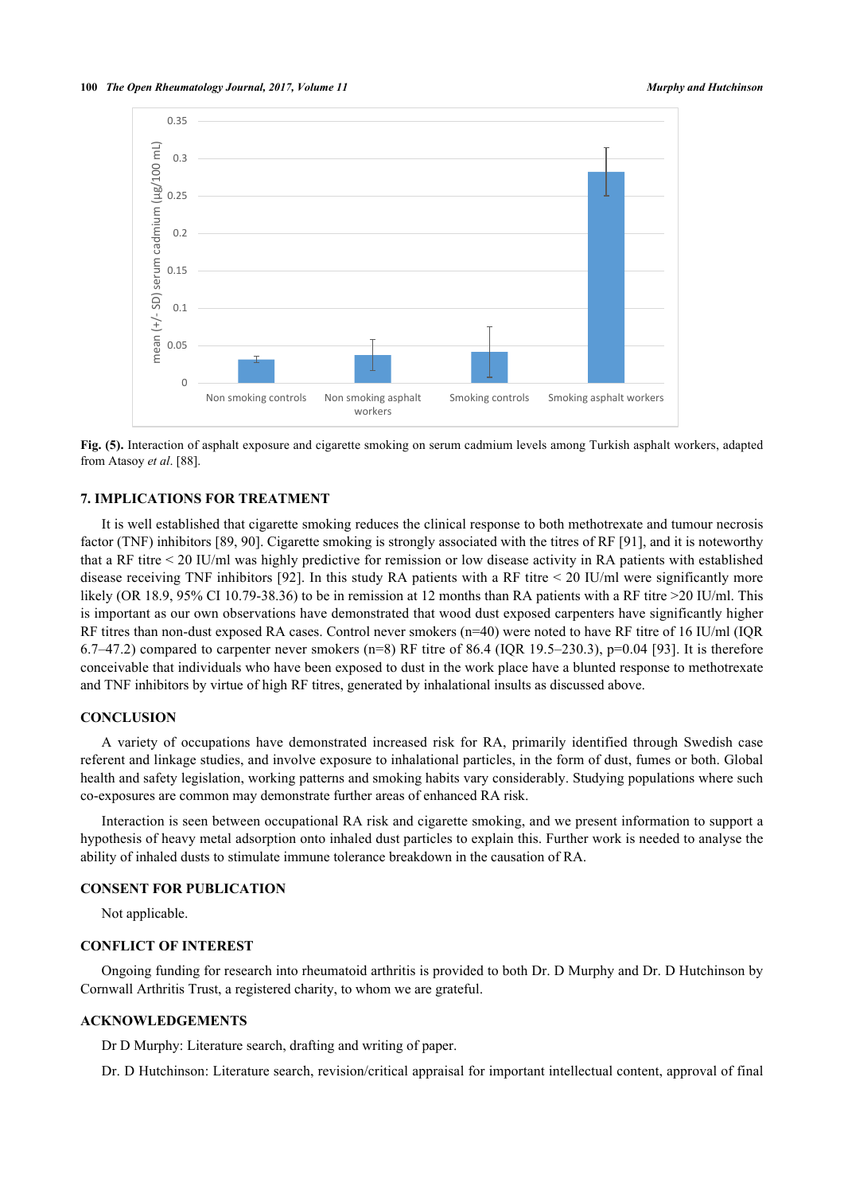**Fig. (5).** Interaction of asphalt exposure and cigarette smoking on serum cadmium levels among Turkish asphalt workers, adapted from Atasoy *et al*. [88].

## 7. IMPLICATIONS FOR TREATMENT

It is well established that cigarette smoking reduces the clinical response to both methotrexate and tumour necrosis factor (TNF) inhibitors [89, 90]. Cigarette smoking is strongly associated with the titres of RF [91], and it is noteworthy that a RF titre < 20 IU/ml was highly predictive for remission or low disease activity in RA patients with established disease receiving TNF inhibitors [92]. In this study RA patients with a RF titre < 20 IU/ml were significantly more likely (OR 18.9, 95% CI 10.79-38.36) to be in remission at 12 months than RA patients with a RF titre >20 IU/ml. This is important as our own observations have demonstrated that wood dust exposed carpenters have significantly higher RF titres than non-dust exposed RA cases. Control never smokers (n=40) were noted to have RF titre of 16 IU/ml (IQR 6.7–47.2) compared to carpenter never smokers (n=8) RF titre of 86.4 (IQR 19.5–230.3), p=0.04 [93]. It is therefore conceivable that individuals who have been exposed to dust in the work place have a blunted response to methotrexate and TNF inhibitors by virtue of high RF titres, generated by inhalational insults as discussed above.

## CONCLUSION

A variety of occupations have demonstrated increased risk for RA, primarily identified through Swedish case referent and linkage studies, and involve exposure to inhalational particles, in the form of dust, fumes or both. Global health and safety legislation, working patterns and smoking habits vary considerably. Studying populations where such co-exposures are common may demonstrate further areas of enhanced RA risk.

Interaction is seen between occupational RA risk and cigarette smoking, and we present information to support a hypothesis of heavy metal adsorption onto inhaled dust particles to explain this. Further work is needed to analyse the ability of inhaled dusts to stimulate immune tolerance breakdown in the causation of RA.

## CONSENT FOR PUBLICATION

Not applicable.

## CONFLICT OF INTEREST

Ongoing funding for research into rheumatoid arthritis is provided to both Dr. D Murphy and Dr. D Hutchinson by Cornwall Arthritis Trust, a registered charity, to whom we are grateful.

## ACKNOWLEDGEMENTS

Dr D Murphy: Literature search, drafting and writing of paper.

Dr. D Hutchinson: Literature search, revision/critical appraisal for important intellectual content, approval of final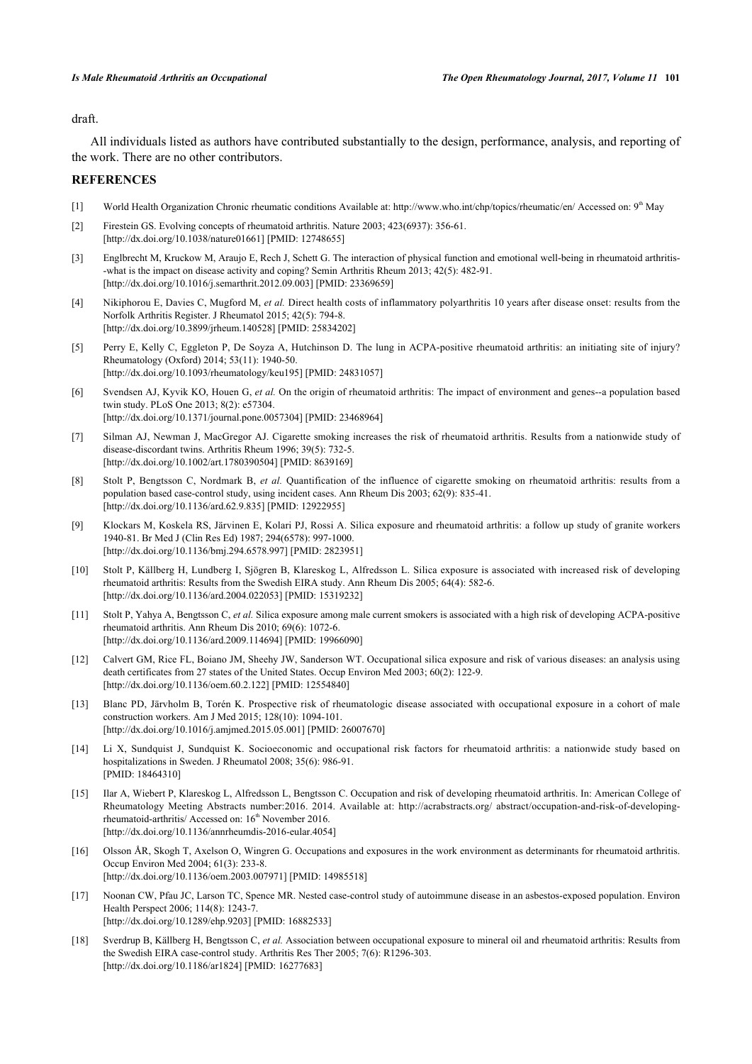draft.

All individuals listed as authors have contributed substantially to the design, performance, analysis, and reporting of the work. There are no other contributors.

## REFERENCES

[1] World Health Organization Chronic rheumatic conditions Available at: http://www.who.int/chp/topics/rheumatic/en/ Accessed on: 9th May

[2] Firestein GS. Evolving concepts of rheumatoid arthritis. Nature 2003; 423(6937): 356-61. [http://dx.doi.org/10.1038/nature01661] [PMID: 12748655]

[3] Englbrecht M, Kruckow M, Araujo E, Rech J, Schett G. The interaction of physical function and emotional well-being in rheumatoid arthritis--what is the impact on disease activity and coping? Semin Arthritis Rheum 2013; 42(5): 482-91. [http://dx.doi.org/10.1016/j.semarthrit.2012.09.003] [PMID: 23369659]

[4] Nikiphorou E, Davies C, Mugford M, *et al.* Direct health costs of inflammatory polyarthritis 10 years after disease onset: results from the Norfolk Arthritis Register. J Rheumatol 2015; 42(5): 794-8. [http://dx.doi.org/10.3899/jrheum.140528] [PMID: 25834202]

[5] Perry E, Kelly C, Eggleton P, De Soyza A, Hutchinson D. The lung in ACPA-positive rheumatoid arthritis: an initiating site of injury? Rheumatology (Oxford) 2014; 53(11): 1940-50. [http://dx.doi.org/10.1093/rheumatology/keu195] [PMID: 24831057]

[6] Svendsen AJ, Kyvik KO, Houen G, *et al.* On the origin of rheumatoid arthritis: The impact of environment and genes--a population based twin study. PLoS One 2013; 8(2): e57304. [http://dx.doi.org/10.1371/journal.pone.0057304] [PMID: 23468964]

[7] Silman AJ, Newman J, MacGregor AJ. Cigarette smoking increases the risk of rheumatoid arthritis. Results from a nationwide study of disease-discordant twins. Arthritis Rheum 1996; 39(5): 732-5. [http://dx.doi.org/10.1002/art.1780390504] [PMID: 8639169]

[8] Stolt P, Bengtsson C, Nordmark B, *et al.* Quantification of the influence of cigarette smoking on rheumatoid arthritis: results from a population based case-control study, using incident cases. Ann Rheum Dis 2003; 62(9): 835-41. [http://dx.doi.org/10.1136/ard.62.9.835] [PMID: 12922955]

[9] Klockars M, Koskela RS, Järvinen E, Kolari PJ, Rossi A. Silica exposure and rheumatoid arthritis: a follow up study of granite workers 1940-81. Br Med J (Clin Res Ed) 1987; 294(6578): 997-1000. [http://dx.doi.org/10.1136/bmj.294.6578.997] [PMID: 2823951]

[10] Stolt P, Källberg H, Lundberg I, Sjögren B, Klareskog L, Alfredsson L. Silica exposure is associated with increased risk of developing rheumatoid arthritis: Results from the Swedish EIRA study. Ann Rheum Dis 2005; 64(4): 582-6. [http://dx.doi.org/10.1136/ard.2004.022053] [PMID: 15319232]

[11] Stolt P, Yahya A, Bengtsson C, *et al.* Silica exposure among male current smokers is associated with a high risk of developing ACPA-positive rheumatoid arthritis. Ann Rheum Dis 2010; 69(6): 1072-6. [http://dx.doi.org/10.1136/ard.2009.114694] [PMID: 19966090]

[12] Calvert GM, Rice FL, Boiano JM, Sheehy JW, Sanderson WT. Occupational silica exposure and risk of various diseases: an analysis using death certificates from 27 states of the United States. Occup Environ Med 2003; 60(2): 122-9. [http://dx.doi.org/10.1136/oem.60.2.122] [PMID: 12554840]

[13] Blanc PD, Järvholm B, Torén K. Prospective risk of rheumatologic disease associated with occupational exposure in a cohort of male construction workers. Am J Med 2015; 128(10): 1094-101. [http://dx.doi.org/10.1016/j.amjmed.2015.05.001] [PMID: 26007670]

[14] Li X, Sundquist J, Sundquist K. Socioeconomic and occupational risk factors for rheumatoid arthritis: a nationwide study based on hospitalizations in Sweden. J Rheumatol 2008; 35(6): 986-91. [PMID: 18464310]

[15] Ilar A, Wiebert P, Klareskog L, Alfredsson L, Bengtsson C. Occupation and risk of developing rheumatoid arthritis. In: American College of Rheumatology Meeting Abstracts number:2016. 2014. Available at: http://acrabstracts.org/ abstract/occupation-and-risk-of-developing-rheumatoid-arthritis/ Accessed on: 16th November 2016. [http://dx.doi.org/10.1136/annrheumdis-2016-eular.4054]

[16] Olsson ÅR, Skogh T, Axelson O, Wingren G. Occupations and exposures in the work environment as determinants for rheumatoid arthritis. Occup Environ Med 2004; 61(3): 233-8. [http://dx.doi.org/10.1136/oem.2003.007971] [PMID: 14985518]

[17] Noonan CW, Pfau JC, Larson TC, Spence MR. Nested case-control study of autoimmune disease in an asbestos-exposed population. Environ Health Perspect 2006; 114(8): 1243-7. [http://dx.doi.org/10.1289/ehp.9203] [PMID: 16882533]

[18] Sverdrup B, Källberg H, Bengtsson C, *et al.* Association between occupational exposure to mineral oil and rheumatoid arthritis: Results from the Swedish EIRA case-control study. Arthritis Res Ther 2005; 7(6): R1296-303. [http://dx.doi.org/10.1186/ar1824] [PMID: 16277683]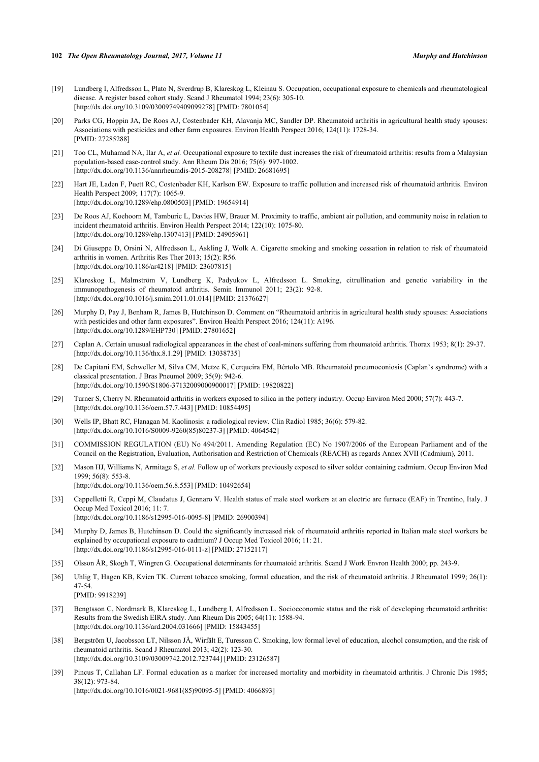[19] Lundberg I, Alfredsson L, Plato N, Sverdrup B, Klareskog L, Kleinau S. Occupation, occupational exposure to chemicals and rheumatological disease. A register based cohort study. Scand J Rheumatol 1994; 23(6): 305-10. [http://dx.doi.org/10.3109/03009749409099278] [PMID: 7801054]

[20] Parks CG, Hoppin JA, De Roos AJ, Costenbader KH, Alavanja MC, Sandler DP. Rheumatoid arthritis in agricultural health study spouses: Associations with pesticides and other farm exposures. Environ Health Perspect 2016; 124(11): 1728-34. [PMID: 27285288]

[21] Too CL, Muhamad NA, Ilar A, *et al.* Occupational exposure to textile dust increases the risk of rheumatoid arthritis: results from a Malaysian population-based case-control study. Ann Rheum Dis 2016; 75(6): 997-1002. [http://dx.doi.org/10.1136/annrheumdis-2015-208278] [PMID: 26681695]

[22] Hart JE, Laden F, Puett RC, Costenbader KH, Karlson EW. Exposure to traffic pollution and increased risk of rheumatoid arthritis. Environ Health Perspect 2009; 117(7): 1065-9. [http://dx.doi.org/10.1289/ehp.0800503] [PMID: 19654914]

[23] De Roos AJ, Koehoorn M, Tamburic L, Davies HW, Brauer M. Proximity to traffic, ambient air pollution, and community noise in relation to incident rheumatoid arthritis. Environ Health Perspect 2014; 122(10): 1075-80. [http://dx.doi.org/10.1289/ehp.1307413] [PMID: 24905961]

[24] Di Giuseppe D, Orsini N, Alfredsson L, Askling J, Wolk A. Cigarette smoking and smoking cessation in relation to risk of rheumatoid arthritis in women. Arthritis Res Ther 2013; 15(2): R56. [http://dx.doi.org/10.1186/ar4218] [PMID: 23607815]

[25] Klareskog L, Malmström V, Lundberg K, Padyukov L, Alfredsson L. Smoking, citrullination and genetic variability in the immunopathogenesis of rheumatoid arthritis. Semin Immunol 2011; 23(2): 92-8. [http://dx.doi.org/10.1016/j.smim.2011.01.014] [PMID: 21376627]

[26] Murphy D, Pay J, Benham R, James B, Hutchinson D. Comment on "Rheumatoid arthritis in agricultural health study spouses: Associations with pesticides and other farm exposures". Environ Health Perspect 2016; 124(11): A196. [http://dx.doi.org/10.1289/EHP730] [PMID: 27801652]

[27] Caplan A. Certain unusual radiological appearances in the chest of coal-miners suffering from rheumatoid arthritis. Thorax 1953; 8(1): 29-37. [http://dx.doi.org/10.1136/thx.8.1.29] [PMID: 13038735]

[28] De Capitani EM, Schweller M, Silva CM, Metze K, Cerqueira EM, Bértolo MB. Rheumatoid pneumoconiosis (Caplan's syndrome) with a classical presentation. J Bras Pneumol 2009; 35(9): 942-6. [http://dx.doi.org/10.1590/S1806-37132009000900017] [PMID: 19820822]

[29] Turner S, Cherry N. Rheumatoid arthritis in workers exposed to silica in the pottery industry. Occup Environ Med 2000; 57(7): 443-7. [http://dx.doi.org/10.1136/oem.57.7.443] [PMID: 10854495]

[30] Wells IP, Bhatt RC, Flanagan M. Kaolinosis: a radiological review. Clin Radiol 1985; 36(6): 579-82. [http://dx.doi.org/10.1016/S0009-9260(85)80237-3] [PMID: 4064542]

[31] COMMISSION REGULATION (EU) No 494/2011. Amending Regulation (EC) No 1907/2006 of the European Parliament and of the Council on the Registration, Evaluation, Authorisation and Restriction of Chemicals (REACH) as regards Annex XVII (Cadmium), 2011.

[32] Mason HJ, Williams N, Armitage S, *et al.* Follow up of workers previously exposed to silver solder containing cadmium. Occup Environ Med 1999; 56(8): 553-8. [http://dx.doi.org/10.1136/oem.56.8.553] [PMID: 10492654]

[33] Cappelletti R, Ceppi M, Claudatus J, Gennaro V. Health status of male steel workers at an electric arc furnace (EAF) in Trentino, Italy. J Occup Med Toxicol 2016; 11: 7. [http://dx.doi.org/10.1186/s12995-016-0095-8] [PMID: 26900394]

[34] Murphy D, James B, Hutchinson D. Could the significantly increased risk of rheumatoid arthritis reported in Italian male steel workers be explained by occupational exposure to cadmium? J Occup Med Toxicol 2016; 11: 21. [http://dx.doi.org/10.1186/s12995-016-0111-z] [PMID: 27152117]

[35] Olsson ÅR, Skogh T, Wingren G. Occupational determinants for rheumatoid arthritis. Scand J Work Envron Health 2000; pp. 243-9.

[36] Uhlig T, Hagen KB, Kvien TK. Current tobacco smoking, formal education, and the risk of rheumatoid arthritis. J Rheumatol 1999; 26(1): 47-54. [PMID: 9918239]

[37] Bengtsson C, Nordmark B, Klareskog L, Lundberg I, Alfredsson L. Socioeconomic status and the risk of developing rheumatoid arthritis: Results from the Swedish EIRA study. Ann Rheum Dis 2005; 64(11): 1588-94. [http://dx.doi.org/10.1136/ard.2004.031666] [PMID: 15843455]

[38] Bergström U, Jacobsson LT, Nilsson JÅ, Wirfält E, Turesson C. Smoking, low formal level of education, alcohol consumption, and the risk of rheumatoid arthritis. Scand J Rheumatol 2013; 42(2): 123-30. [http://dx.doi.org/10.3109/03009742.2012.723744] [PMID: 23126587]

[39] Pincus T, Callahan LF. Formal education as a marker for increased mortality and morbidity in rheumatoid arthritis. J Chronic Dis 1985; 38(12): 973-84. [http://dx.doi.org/10.1016/0021-9681(85)90095-5] [PMID: 4066893]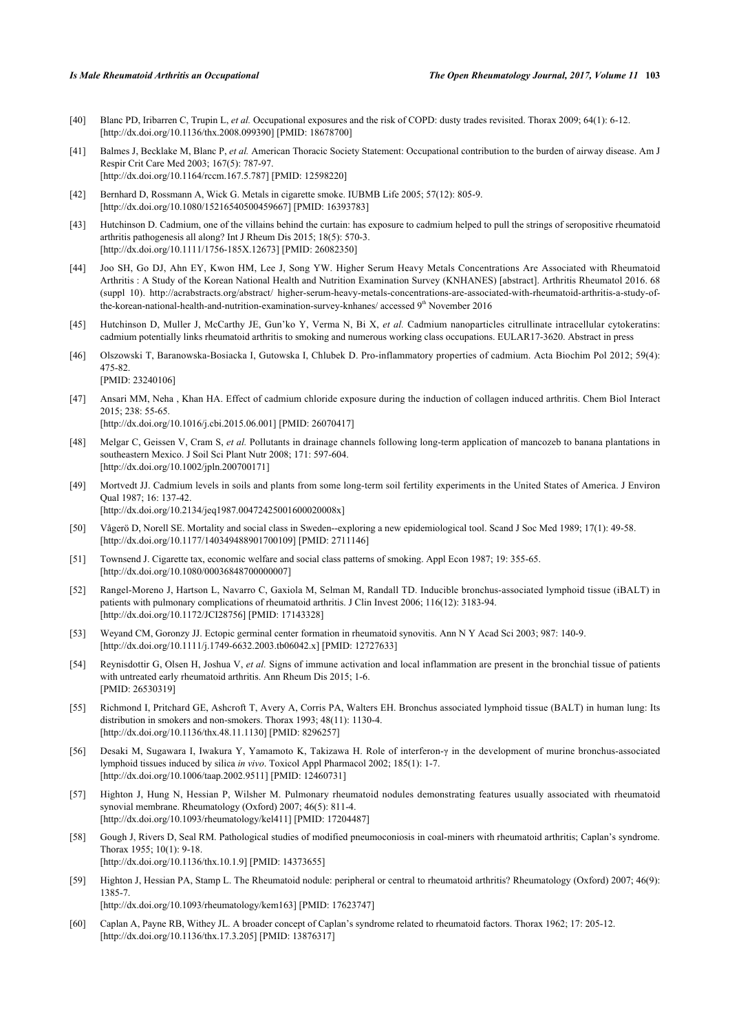[40] Blanc PD, Iribarren C, Trupin L, *et al.* Occupational exposures and the risk of COPD: dusty trades revisited. Thorax 2009; 64(1): 6-12. [http://dx.doi.org/10.1136/thx.2008.099390] [PMID: 18678700]

[41] Balmes J, Becklake M, Blanc P, *et al.* American Thoracic Society Statement: Occupational contribution to the burden of airway disease. Am J Respir Crit Care Med 2003; 167(5): 787-97. [http://dx.doi.org/10.1164/rccm.167.5.787] [PMID: 12598220]

[42] Bernhard D, Rossmann A, Wick G. Metals in cigarette smoke. IUBMB Life 2005; 57(12): 805-9. [http://dx.doi.org/10.1080/15216540500459667] [PMID: 16393783]

[43] Hutchinson D. Cadmium, one of the villains behind the curtain: has exposure to cadmium helped to pull the strings of seropositive rheumatoid arthritis pathogenesis all along? Int J Rheum Dis 2015; 18(5): 570-3. [http://dx.doi.org/10.1111/1756-185X.12673] [PMID: 26082350]

[44] Joo SH, Go DJ, Ahn EY, Kwon HM, Lee J, Song YW. Higher Serum Heavy Metals Concentrations Are Associated with Rheumatoid Arthritis : A Study of the Korean National Health and Nutrition Examination Survey (KNHANES) [abstract]. Arthritis Rheumatol 2016. 68 (suppl 10). http://acrabstracts.org/abstract/ higher-serum-heavy-metals-concentrations-are-associated-with-rheumatoid-arthritis-a-study-of-the-korean-national-health-and-nutrition-examination-survey-knhanes/ accessed 9th November 2016

[45] Hutchinson D, Muller J, McCarthy JE, Gun'ko Y, Verma N, Bi X, *et al.* Cadmium nanoparticles citrullinate intracellular cytokeratins: cadmium potentially links rheumatoid arthritis to smoking and numerous working class occupations. EULAR17-3620. Abstract in press

[46] Olszowski T, Baranowska-Bosiacka I, Gutowska I, Chlubek D. Pro-inflammatory properties of cadmium. Acta Biochim Pol 2012; 59(4): 475-82. [PMID: 23240106]

[47] Ansari MM, Neha , Khan HA. Effect of cadmium chloride exposure during the induction of collagen induced arthritis. Chem Biol Interact 2015; 238: 55-65. [http://dx.doi.org/10.1016/j.cbi.2015.06.001] [PMID: 26070417]

[48] Melgar C, Geissen V, Cram S, *et al.* Pollutants in drainage channels following long-term application of mancozeb to banana plantations in southeastern Mexico. J Soil Sci Plant Nutr 2008; 171: 597-604. [http://dx.doi.org/10.1002/jpln.200700171]

[49] Mortvedt JJ. Cadmium levels in soils and plants from some long-term soil fertility experiments in the United States of America. J Environ Qual 1987; 16: 137-42. [http://dx.doi.org/10.2134/jeq1987.00472425001600020008x]

[50] Vågerö D, Norell SE. Mortality and social class in Sweden--exploring a new epidemiological tool. Scand J Soc Med 1989; 17(1): 49-58. [http://dx.doi.org/10.1177/140349488901700109] [PMID: 2711146]

[51] Townsend J. Cigarette tax, economic welfare and social class patterns of smoking. Appl Econ 1987; 19: 355-65. [http://dx.doi.org/10.1080/00036848700000007]

[52] Rangel-Moreno J, Hartson L, Navarro C, Gaxiola M, Selman M, Randall TD. Inducible bronchus-associated lymphoid tissue (iBALT) in patients with pulmonary complications of rheumatoid arthritis. J Clin Invest 2006; 116(12): 3183-94. [http://dx.doi.org/10.1172/JCI28756] [PMID: 17143328]

[53] Weyand CM, Goronzy JJ. Ectopic germinal center formation in rheumatoid synovitis. Ann N Y Acad Sci 2003; 987: 140-9. [http://dx.doi.org/10.1111/j.1749-6632.2003.tb06042.x] [PMID: 12727633]

[54] Reynisdottir G, Olsen H, Joshua V, *et al.* Signs of immune activation and local inflammation are present in the bronchial tissue of patients with untreated early rheumatoid arthritis. Ann Rheum Dis 2015; 1-6. [PMID: 26530319]

[55] Richmond I, Pritchard GE, Ashcroft T, Avery A, Corris PA, Walters EH. Bronchus associated lymphoid tissue (BALT) in human lung: Its distribution in smokers and non-smokers. Thorax 1993; 48(11): 1130-4. [http://dx.doi.org/10.1136/thx.48.11.1130] [PMID: 8296257]

[56] Desaki M, Sugawara I, Iwakura Y, Yamamoto K, Takizawa H. Role of interferon-γ in the development of murine bronchus-associated lymphoid tissues induced by silica *in vivo*. Toxicol Appl Pharmacol 2002; 185(1): 1-7. [http://dx.doi.org/10.1006/taap.2002.9511] [PMID: 12460731]

[57] Highton J, Hung N, Hessian P, Wilsher M. Pulmonary rheumatoid nodules demonstrating features usually associated with rheumatoid synovial membrane. Rheumatology (Oxford) 2007; 46(5): 811-4. [http://dx.doi.org/10.1093/rheumatology/kel411] [PMID: 17204487]

[58] Gough J, Rivers D, Seal RM. Pathological studies of modified pneumoconiosis in coal-miners with rheumatoid arthritis; Caplan's syndrome. Thorax 1955; 10(1): 9-18. [http://dx.doi.org/10.1136/thx.10.1.9] [PMID: 14373655]

[59] Highton J, Hessian PA, Stamp L. The Rheumatoid nodule: peripheral or central to rheumatoid arthritis? Rheumatology (Oxford) 2007; 46(9): 1385-7. [http://dx.doi.org/10.1093/rheumatology/kem163] [PMID: 17623747]

[60] Caplan A, Payne RB, Withey JL. A broader concept of Caplan's syndrome related to rheumatoid factors. Thorax 1962; 17: 205-12. [http://dx.doi.org/10.1136/thx.17.3.205] [PMID: 13876317]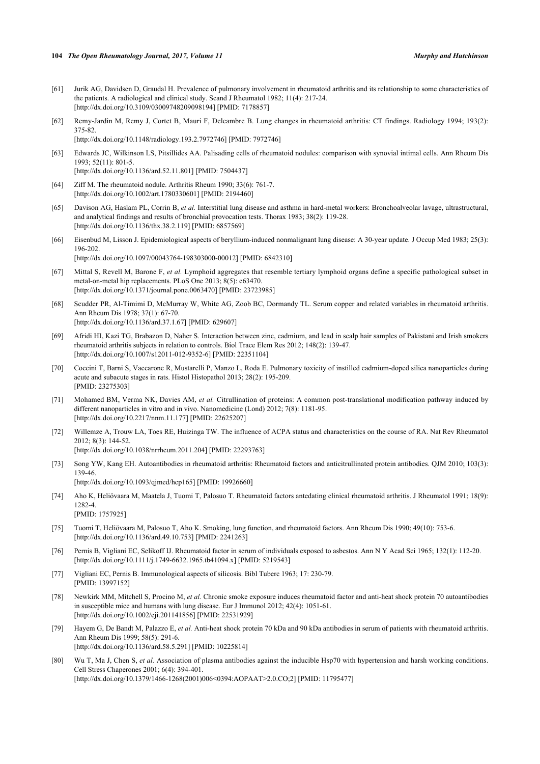[61] Jurik AG, Davidsen D, Graudal H. Prevalence of pulmonary involvement in rheumatoid arthritis and its relationship to some characteristics of the patients. A radiological and clinical study. Scand J Rheumatol 1982; 11(4): 217-24.
[http://dx.doi.org/10.3109/03009748209098194] [PMID: 7178857]

[62] Remy-Jardin M, Remy J, Cortet B, Mauri F, Delcambre B. Lung changes in rheumatoid arthritis: CT findings. Radiology 1994; 193(2): 375-82.
[http://dx.doi.org/10.1148/radiology.193.2.7972746] [PMID: 7972746]

[63] Edwards JC, Wilkinson LS, Pitsillides AA. Palisading cells of rheumatoid nodules: comparison with synovial intimal cells. Ann Rheum Dis 1993; 52(11): 801-5.
[http://dx.doi.org/10.1136/ard.52.11.801] [PMID: 7504437]

[64] Ziff M. The rheumatoid nodule. Arthritis Rheum 1990; 33(6): 761-7.
[http://dx.doi.org/10.1002/art.1780330601] [PMID: 2194460]

[65] Davison AG, Haslam PL, Corrin B, *et al.* Interstitial lung disease and asthma in hard-metal workers: Bronchoalveolar lavage, ultrastructural, and analytical findings and results of bronchial provocation tests. Thorax 1983; 38(2): 119-28.
[http://dx.doi.org/10.1136/thx.38.2.119] [PMID: 6857569]

[66] Eisenbud M, Lisson J. Epidemiological aspects of beryllium-induced nonmalignant lung disease: A 30-year update. J Occup Med 1983; 25(3): 196-202.
[http://dx.doi.org/10.1097/00043764-198303000-00012] [PMID: 6842310]

[67] Mittal S, Revell M, Barone F, *et al.* Lymphoid aggregates that resemble tertiary lymphoid organs define a specific pathological subset in metal-on-metal hip replacements. PLoS One 2013; 8(5): e63470.
[http://dx.doi.org/10.1371/journal.pone.0063470] [PMID: 23723985]

[68] Scudder PR, Al-Timimi D, McMurray W, White AG, Zoob BC, Dormandy TL. Serum copper and related variables in rheumatoid arthritis. Ann Rheum Dis 1978; 37(1): 67-70.
[http://dx.doi.org/10.1136/ard.37.1.67] [PMID: 629607]

[69] Afridi HI, Kazi TG, Brabazon D, Naher S. Interaction between zinc, cadmium, and lead in scalp hair samples of Pakistani and Irish smokers rheumatoid arthritis subjects in relation to controls. Biol Trace Elem Res 2012; 148(2): 139-47.
[http://dx.doi.org/10.1007/s12011-012-9352-6] [PMID: 22351104]

[70] Coccini T, Barni S, Vaccarone R, Mustarelli P, Manzo L, Roda E. Pulmonary toxicity of instilled cadmium-doped silica nanoparticles during acute and subacute stages in rats. Histol Histopathol 2013; 28(2): 195-209.
[PMID: 23275303]

[71] Mohamed BM, Verma NK, Davies AM, *et al.* Citrullination of proteins: A common post-translational modification pathway induced by different nanoparticles in vitro and in vivo. Nanomedicine (Lond) 2012; 7(8): 1181-95.
[http://dx.doi.org/10.2217/nnm.11.177] [PMID: 22625207]

[72] Willemze A, Trouw LA, Toes RE, Huizinga TW. The influence of ACPA status and characteristics on the course of RA. Nat Rev Rheumatol 2012; 8(3): 144-52.
[http://dx.doi.org/10.1038/nrrheum.2011.204] [PMID: 22293763]

[73] Song YW, Kang EH. Autoantibodies in rheumatoid arthritis: Rheumatoid factors and anticitrullinated protein antibodies. QJM 2010; 103(3): 139-46.
[http://dx.doi.org/10.1093/qjmed/hcp165] [PMID: 19926660]

[74] Aho K, Heliövaara M, Maatela J, Tuomi T, Palosuo T. Rheumatoid factors antedating clinical rheumatoid arthritis. J Rheumatol 1991; 18(9): 1282-4.
[PMID: 1757925]

[75] Tuomi T, Heliövaara M, Palosuo T, Aho K. Smoking, lung function, and rheumatoid factors. Ann Rheum Dis 1990; 49(10): 753-6.
[http://dx.doi.org/10.1136/ard.49.10.753] [PMID: 2241263]

[76] Pernis B, Vigliani EC, Selikoff IJ. Rheumatoid factor in serum of individuals exposed to asbestos. Ann N Y Acad Sci 1965; 132(1): 112-20.
[http://dx.doi.org/10.1111/j.1749-6632.1965.tb41094.x] [PMID: 5219543]

[77] Vigliani EC, Pernis B. Immunological aspects of silicosis. Bibl Tuberc 1963; 17: 230-79.
[PMID: 13997152]

[78] Newkirk MM, Mitchell S, Procino M, *et al.* Chronic smoke exposure induces rheumatoid factor and anti-heat shock protein 70 autoantibodies in susceptible mice and humans with lung disease. Eur J Immunol 2012; 42(4): 1051-61.
[http://dx.doi.org/10.1002/eji.201141856] [PMID: 22531929]

[79] Hayem G, De Bandt M, Palazzo E, *et al.* Anti-heat shock protein 70 kDa and 90 kDa antibodies in serum of patients with rheumatoid arthritis. Ann Rheum Dis 1999; 58(5): 291-6.
[http://dx.doi.org/10.1136/ard.58.5.291] [PMID: 10225814]

[80] Wu T, Ma J, Chen S, *et al.* Association of plasma antibodies against the inducible Hsp70 with hypertension and harsh working conditions. Cell Stress Chaperones 2001; 6(4): 394-401.
[http://dx.doi.org/10.1379/1466-1268(2001)006<0394:AOPAAT>2.0.CO;2] [PMID: 11795477]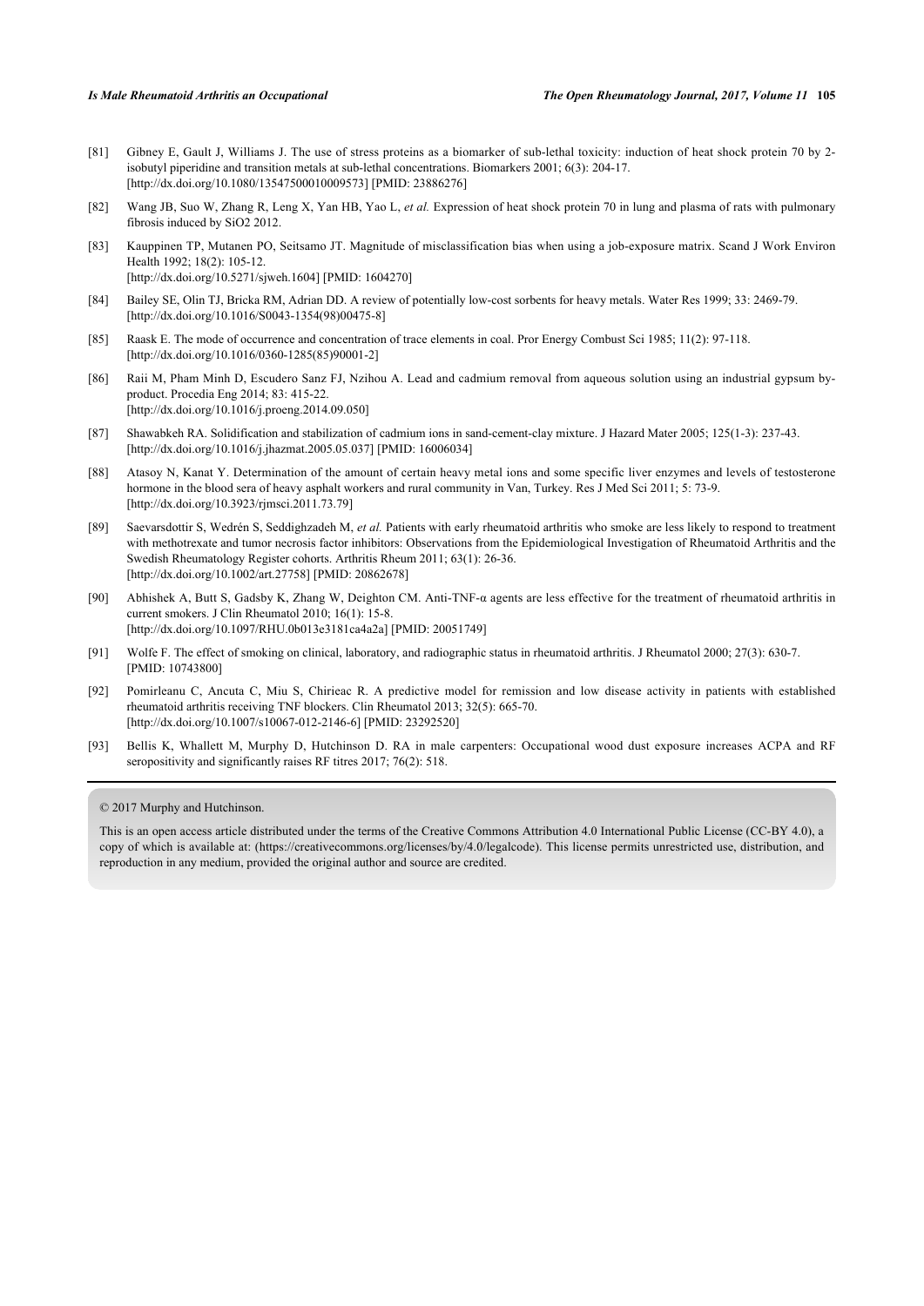[81] Gibney E, Gault J, Williams J. The use of stress proteins as a biomarker of sub-lethal toxicity: induction of heat shock protein 70 by 2-isobutyl piperidine and transition metals at sub-lethal concentrations. Biomarkers 2001; 6(3): 204-17. [http://dx.doi.org/10.1080/13547500010009573] [PMID: 23886276]

[82] Wang JB, Suo W, Zhang R, Leng X, Yan HB, Yao L, *et al.* Expression of heat shock protein 70 in lung and plasma of rats with pulmonary fibrosis induced by SiO2 2012.

[83] Kauppinen TP, Mutanen PO, Seitsamo JT. Magnitude of misclassification bias when using a job-exposure matrix. Scand J Work Environ Health 1992; 18(2): 105-12. [http://dx.doi.org/10.5271/sjweh.1604] [PMID: 1604270]

[84] Bailey SE, Olin TJ, Bricka RM, Adrian DD. A review of potentially low-cost sorbents for heavy metals. Water Res 1999; 33: 2469-79. [http://dx.doi.org/10.1016/S0043-1354(98)00475-8]

[85] Raask E. The mode of occurrence and concentration of trace elements in coal. Pror Energy Combust Sci 1985; 11(2): 97-118. [http://dx.doi.org/10.1016/0360-1285(85)90001-2]

[86] Raii M, Pham Minh D, Escudero Sanz FJ, Nzihou A. Lead and cadmium removal from aqueous solution using an industrial gypsum by-product. Procedia Eng 2014; 83: 415-22. [http://dx.doi.org/10.1016/j.proeng.2014.09.050]

[87] Shawabkeh RA. Solidification and stabilization of cadmium ions in sand-cement-clay mixture. J Hazard Mater 2005; 125(1-3): 237-43. [http://dx.doi.org/10.1016/j.jhazmat.2005.05.037] [PMID: 16006034]

[88] Atasoy N, Kanat Y. Determination of the amount of certain heavy metal ions and some specific liver enzymes and levels of testosterone hormone in the blood sera of heavy asphalt workers and rural community in Van, Turkey. Res J Med Sci 2011; 5: 73-9. [http://dx.doi.org/10.3923/rjmsci.2011.73.79]

[89] Saevarsdottir S, Wedrén S, Seddighzadeh M, *et al.* Patients with early rheumatoid arthritis who smoke are less likely to respond to treatment with methotrexate and tumor necrosis factor inhibitors: Observations from the Epidemiological Investigation of Rheumatoid Arthritis and the Swedish Rheumatology Register cohorts. Arthritis Rheum 2011; 63(1): 26-36. [http://dx.doi.org/10.1002/art.27758] [PMID: 20862678]

[90] Abhishek A, Butt S, Gadsby K, Zhang W, Deighton CM. Anti-TNF-α agents are less effective for the treatment of rheumatoid arthritis in current smokers. J Clin Rheumatol 2010; 16(1): 15-8. [http://dx.doi.org/10.1097/RHU.0b013e3181ca4a2a] [PMID: 20051749]

[91] Wolfe F. The effect of smoking on clinical, laboratory, and radiographic status in rheumatoid arthritis. J Rheumatol 2000; 27(3): 630-7. [PMID: 10743800]

[92] Pomirleanu C, Ancuta C, Miu S, Chirieac R. A predictive model for remission and low disease activity in patients with established rheumatoid arthritis receiving TNF blockers. Clin Rheumatol 2013; 32(5): 665-70. [http://dx.doi.org/10.1007/s10067-012-2146-6] [PMID: 23292520]

[93] Bellis K, Whallett M, Murphy D, Hutchinson D. RA in male carpenters: Occupational wood dust exposure increases ACPA and RF seropositivity and significantly raises RF titres 2017; 76(2): 518.

© 2017 Murphy and Hutchinson.

This is an open access article distributed under the terms of the Creative Commons Attribution 4.0 International Public License (CC-BY 4.0), a copy of which is available at: (https://creativecommons.org/licenses/by/4.0/legalcode). This license permits unrestricted use, distribution, and reproduction in any medium, provided the original author and source are credited.